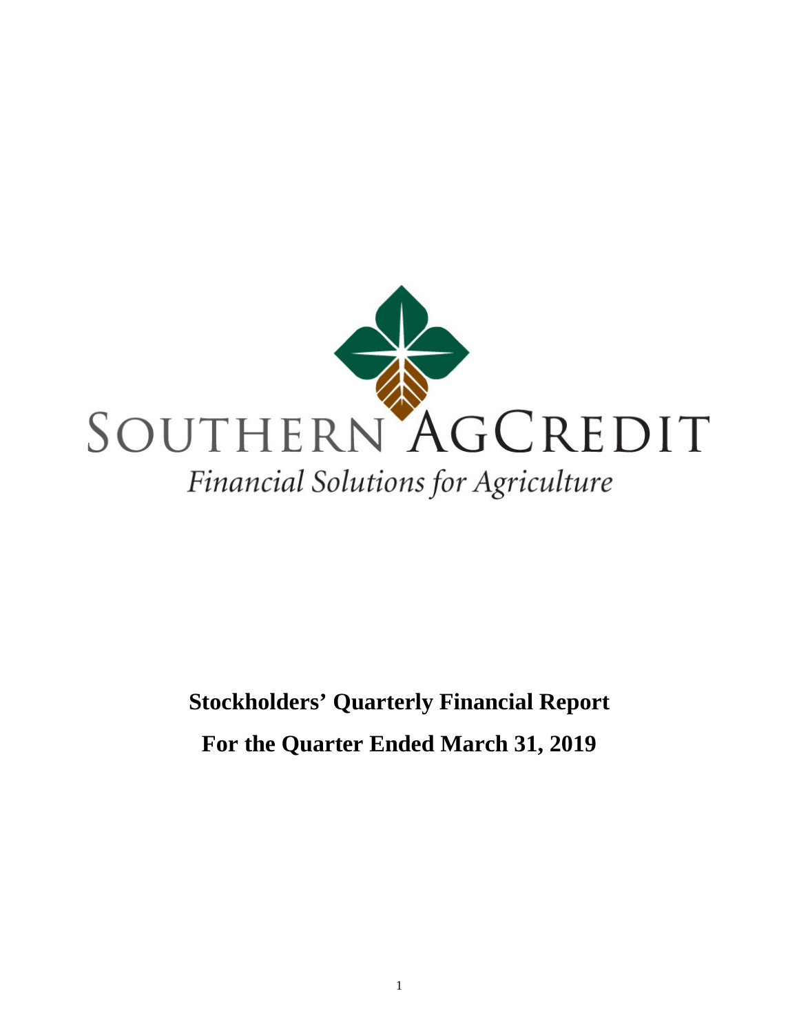SOUTHERN AGCREDIT

*Financial Solutions for Agriculture*

**Stockholders' Quarterly Financial Report**

**For the Quarter Ended March 31, 2019**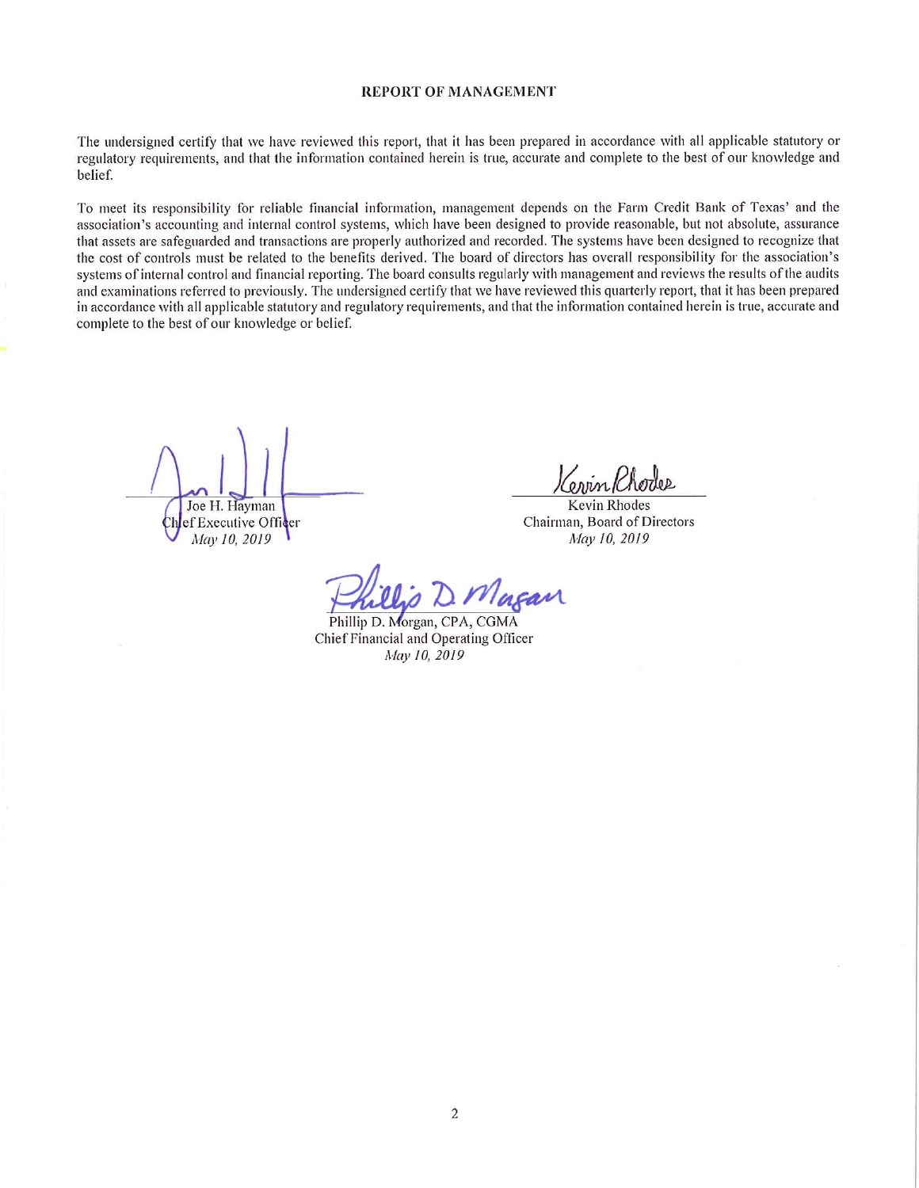## REPORT OF MANAGEMENT

The undersigned certify that we have reviewed this report, that it has been prepared in accordance with all applicable statutory or regulatory requirements, and that the information contained herein is true, accurate and complete to the best of our knowledge and belief.

To meet its responsibility for reliable financial information, management depends on the Farm Credit Bank of Texas' and the association's accounting and internal control systems, which have been designed to provide reasonable, but not absolute, assurance that assets are safeguarded and transactions are properly authorized and recorded. The systems have been designed to recognize that the cost of controls must be related to the benefits derived. The board of directors has overall responsibility for the association's systems of internal control and financial reporting. The board consults regularly with management and reviews the results of the audits and examinations referred to previously. The undersigned certify that we have reviewed this quarterly report, that it has been prepared in accordance with all applicable statutory and regulatory requirements, and that the information contained herein is true, accurate and complete to the best of our knowledge or belief.

Joe H. Hayman
Chief Executive Officer
*May 10, 2019*

Kevin Rhodes
Chairman, Board of Directors
*May 10, 2019*

Phillip D. Morgan, CPA, CGMA
Chief Financial and Operating Officer
*May 10, 2019*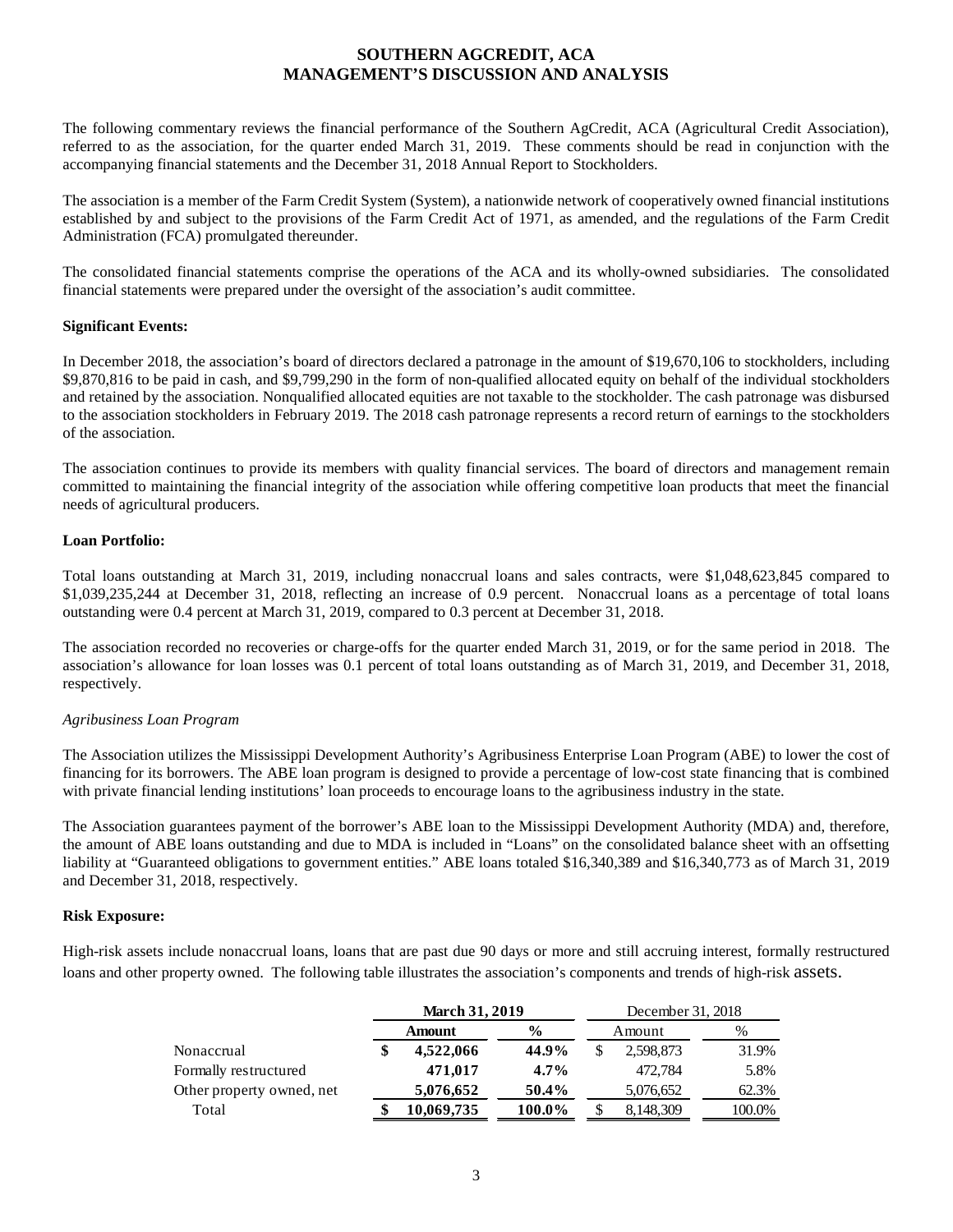# SOUTHERN AGCREDIT, ACA
# MANAGEMENT'S DISCUSSION AND ANALYSIS

The following commentary reviews the financial performance of the Southern AgCredit, ACA (Agricultural Credit Association), referred to as the association, for the quarter ended March 31, 2019. These comments should be read in conjunction with the accompanying financial statements and the December 31, 2018 Annual Report to Stockholders.

The association is a member of the Farm Credit System (System), a nationwide network of cooperatively owned financial institutions established by and subject to the provisions of the Farm Credit Act of 1971, as amended, and the regulations of the Farm Credit Administration (FCA) promulgated thereunder.

The consolidated financial statements comprise the operations of the ACA and its wholly-owned subsidiaries. The consolidated financial statements were prepared under the oversight of the association's audit committee.

**Significant Events:**

In December 2018, the association's board of directors declared a patronage in the amount of $19,670,106 to stockholders, including $9,870,816 to be paid in cash, and $9,799,290 in the form of non-qualified allocated equity on behalf of the individual stockholders and retained by the association. Nonqualified allocated equities are not taxable to the stockholder. The cash patronage was disbursed to the association stockholders in February 2019. The 2018 cash patronage represents a record return of earnings to the stockholders of the association.

The association continues to provide its members with quality financial services. The board of directors and management remain committed to maintaining the financial integrity of the association while offering competitive loan products that meet the financial needs of agricultural producers.

**Loan Portfolio:**

Total loans outstanding at March 31, 2019, including nonaccrual loans and sales contracts, were $1,048,623,845 compared to $1,039,235,244 at December 31, 2018, reflecting an increase of 0.9 percent. Nonaccrual loans as a percentage of total loans outstanding were 0.4 percent at March 31, 2019, compared to 0.3 percent at December 31, 2018.

The association recorded no recoveries or charge-offs for the quarter ended March 31, 2019, or for the same period in 2018. The association's allowance for loan losses was 0.1 percent of total loans outstanding as of March 31, 2019, and December 31, 2018, respectively.

*Agribusiness Loan Program*

The Association utilizes the Mississippi Development Authority's Agribusiness Enterprise Loan Program (ABE) to lower the cost of financing for its borrowers. The ABE loan program is designed to provide a percentage of low-cost state financing that is combined with private financial lending institutions' loan proceeds to encourage loans to the agribusiness industry in the state.

The Association guarantees payment of the borrower's ABE loan to the Mississippi Development Authority (MDA) and, therefore, the amount of ABE loans outstanding and due to MDA is included in "Loans" on the consolidated balance sheet with an offsetting liability at "Guaranteed obligations to government entities." ABE loans totaled $16,340,389 and $16,340,773 as of March 31, 2019 and December 31, 2018, respectively.

**Risk Exposure:**

High-risk assets include nonaccrual loans, loans that are past due 90 days or more and still accruing interest, formally restructured loans and other property owned. The following table illustrates the association's components and trends of high-risk assets.

| | **March 31, 2019** | | December 31, 2018 | |
|---|---|---|---|---|
| | **Amount** | **%** | Amount | % |
| Nonaccrual | **$ 4,522,066** | **44.9%** | $ 2,598,873 | 31.9% |
| Formally restructured | **471,017** | **4.7%** | 472,784 | 5.8% |
| Other property owned, net | **5,076,652** | **50.4%** | 5,076,652 | 62.3% |
| Total | **$ 10,069,735** | **100.0%** | $ 8,148,309 | 100.0% |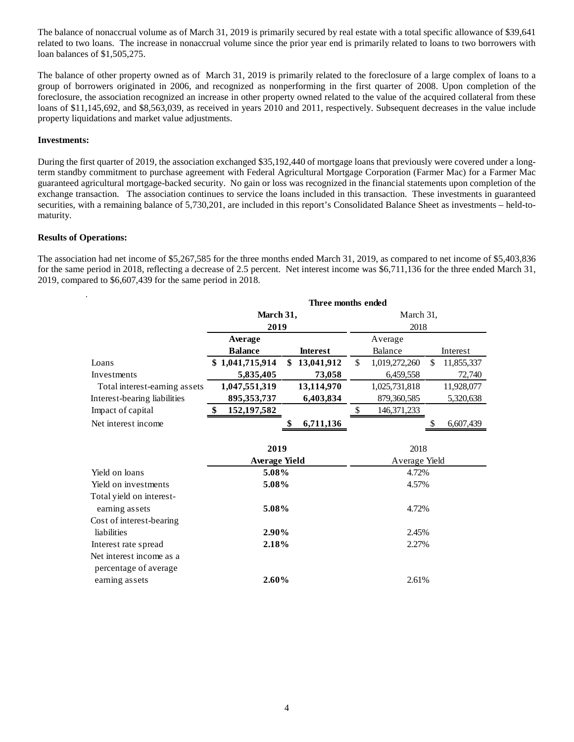The balance of nonaccrual volume as of March 31, 2019 is primarily secured by real estate with a total specific allowance of $39,641 related to two loans. The increase in nonaccrual volume since the prior year end is primarily related to loans to two borrowers with loan balances of $1,505,275.

The balance of other property owned as of March 31, 2019 is primarily related to the foreclosure of a large complex of loans to a group of borrowers originated in 2006, and recognized as nonperforming in the first quarter of 2008. Upon completion of the foreclosure, the association recognized an increase in other property owned related to the value of the acquired collateral from these loans of $11,145,692, and $8,563,039, as received in years 2010 and 2011, respectively. Subsequent decreases in the value include property liquidations and market value adjustments.

**Investments:**

During the first quarter of 2019, the association exchanged $35,192,440 of mortgage loans that previously were covered under a long-term standby commitment to purchase agreement with Federal Agricultural Mortgage Corporation (Farmer Mac) for a Farmer Mac guaranteed agricultural mortgage-backed security. No gain or loss was recognized in the financial statements upon completion of the exchange transaction. The association continues to service the loans included in this transaction. These investments in guaranteed securities, with a remaining balance of 5,730,201, are included in this report's Consolidated Balance Sheet as investments – held-to-maturity.

**Results of Operations:**

The association had net income of $5,267,585 for the three months ended March 31, 2019, as compared to net income of $5,403,836 for the same period in 2018, reflecting a decrease of 2.5 percent. Net interest income was $6,711,136 for the three ended March 31, 2019, compared to $6,607,439 for the same period in 2018.

| | Three months ended | | | |
|---|---|---|---|---|
| | **March 31, 2019** | | March 31, 2018 | |
| | **Average Balance** | **Interest** | Average Balance | Interest |
| Loans | **$ 1,041,715,914** | **$ 13,041,912** | $ 1,019,272,260 | $ 11,855,337 |
| Investments | **5,835,405** | **73,058** | 6,459,558 | 72,740 |
| Total interest-earning assets | **1,047,551,319** | **13,114,970** | 1,025,731,818 | 11,928,077 |
| Interest-bearing liabilities | **895,353,737** | **6,403,834** | 879,360,585 | 5,320,638 |
| Impact of capital | **$ 152,197,582** | | $ 146,371,233 | |
| Net interest income | | **$ 6,711,136** | | $ 6,607,439 |

| | **2019 Average Yield** | 2018 Average Yield |
|---|---|---|
| Yield on loans | **5.08%** | 4.72% |
| Yield on investments | **5.08%** | 4.57% |
| Total yield on interest-earning assets | **5.08%** | 4.72% |
| Cost of interest-bearing liabilities | **2.90%** | 2.45% |
| Interest rate spread | **2.18%** | 2.27% |
| Net interest income as a percentage of average earning assets | **2.60%** | 2.61% |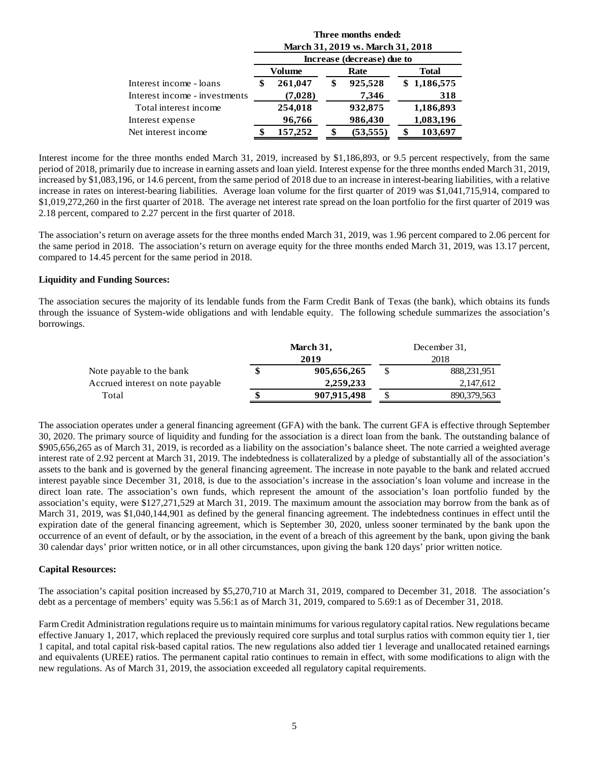| | Three months ended: March 31, 2019 vs. March 31, 2018 | | |
|---|---|---|---|
| | Increase (decrease) due to | | |
| | Volume | Rate | Total |
| Interest income - loans | $ 261,047 | $ 925,528 | $ 1,186,575 |
| Interest income - investments | (7,028) | 7,346 | 318 |
| Total interest income | 254,018 | 932,875 | 1,186,893 |
| Interest expense | 96,766 | 986,430 | 1,083,196 |
| Net interest income | $ 157,252 | $ (53,555) | $ 103,697 |

Interest income for the three months ended March 31, 2019, increased by $1,186,893, or 9.5 percent respectively, from the same period of 2018, primarily due to increase in earning assets and loan yield. Interest expense for the three months ended March 31, 2019, increased by $1,083,196, or 14.6 percent, from the same period of 2018 due to an increase in interest-bearing liabilities, with a relative increase in rates on interest-bearing liabilities. Average loan volume for the first quarter of 2019 was $1,041,715,914, compared to $1,019,272,260 in the first quarter of 2018. The average net interest rate spread on the loan portfolio for the first quarter of 2019 was 2.18 percent, compared to 2.27 percent in the first quarter of 2018.

The association's return on average assets for the three months ended March 31, 2019, was 1.96 percent compared to 2.06 percent for the same period in 2018. The association's return on average equity for the three months ended March 31, 2019, was 13.17 percent, compared to 14.45 percent for the same period in 2018.

**Liquidity and Funding Sources:**

The association secures the majority of its lendable funds from the Farm Credit Bank of Texas (the bank), which obtains its funds through the issuance of System-wide obligations and with lendable equity. The following schedule summarizes the association's borrowings.

| | March 31, 2019 | December 31, 2018 |
|---|---|---|
| Note payable to the bank | $ 905,656,265 | $ 888,231,951 |
| Accrued interest on note payable | 2,259,233 | 2,147,612 |
| Total | $ 907,915,498 | $ 890,379,563 |

The association operates under a general financing agreement (GFA) with the bank. The current GFA is effective through September 30, 2020. The primary source of liquidity and funding for the association is a direct loan from the bank. The outstanding balance of $905,656,265 as of March 31, 2019, is recorded as a liability on the association's balance sheet. The note carried a weighted average interest rate of 2.92 percent at March 31, 2019. The indebtedness is collateralized by a pledge of substantially all of the association's assets to the bank and is governed by the general financing agreement. The increase in note payable to the bank and related accrued interest payable since December 31, 2018, is due to the association's increase in the association's loan volume and increase in the direct loan rate. The association's own funds, which represent the amount of the association's loan portfolio funded by the association's equity, were $127,271,529 at March 31, 2019. The maximum amount the association may borrow from the bank as of March 31, 2019, was $1,040,144,901 as defined by the general financing agreement. The indebtedness continues in effect until the expiration date of the general financing agreement, which is September 30, 2020, unless sooner terminated by the bank upon the occurrence of an event of default, or by the association, in the event of a breach of this agreement by the bank, upon giving the bank 30 calendar days' prior written notice, or in all other circumstances, upon giving the bank 120 days' prior written notice.

**Capital Resources:**

The association's capital position increased by $5,270,710 at March 31, 2019, compared to December 31, 2018. The association's debt as a percentage of members' equity was 5.56:1 as of March 31, 2019, compared to 5.69:1 as of December 31, 2018.

Farm Credit Administration regulations require us to maintain minimums for various regulatory capital ratios. New regulations became effective January 1, 2017, which replaced the previously required core surplus and total surplus ratios with common equity tier 1, tier 1 capital, and total capital risk-based capital ratios. The new regulations also added tier 1 leverage and unallocated retained earnings and equivalents (UREE) ratios. The permanent capital ratio continues to remain in effect, with some modifications to align with the new regulations. As of March 31, 2019, the association exceeded all regulatory capital requirements.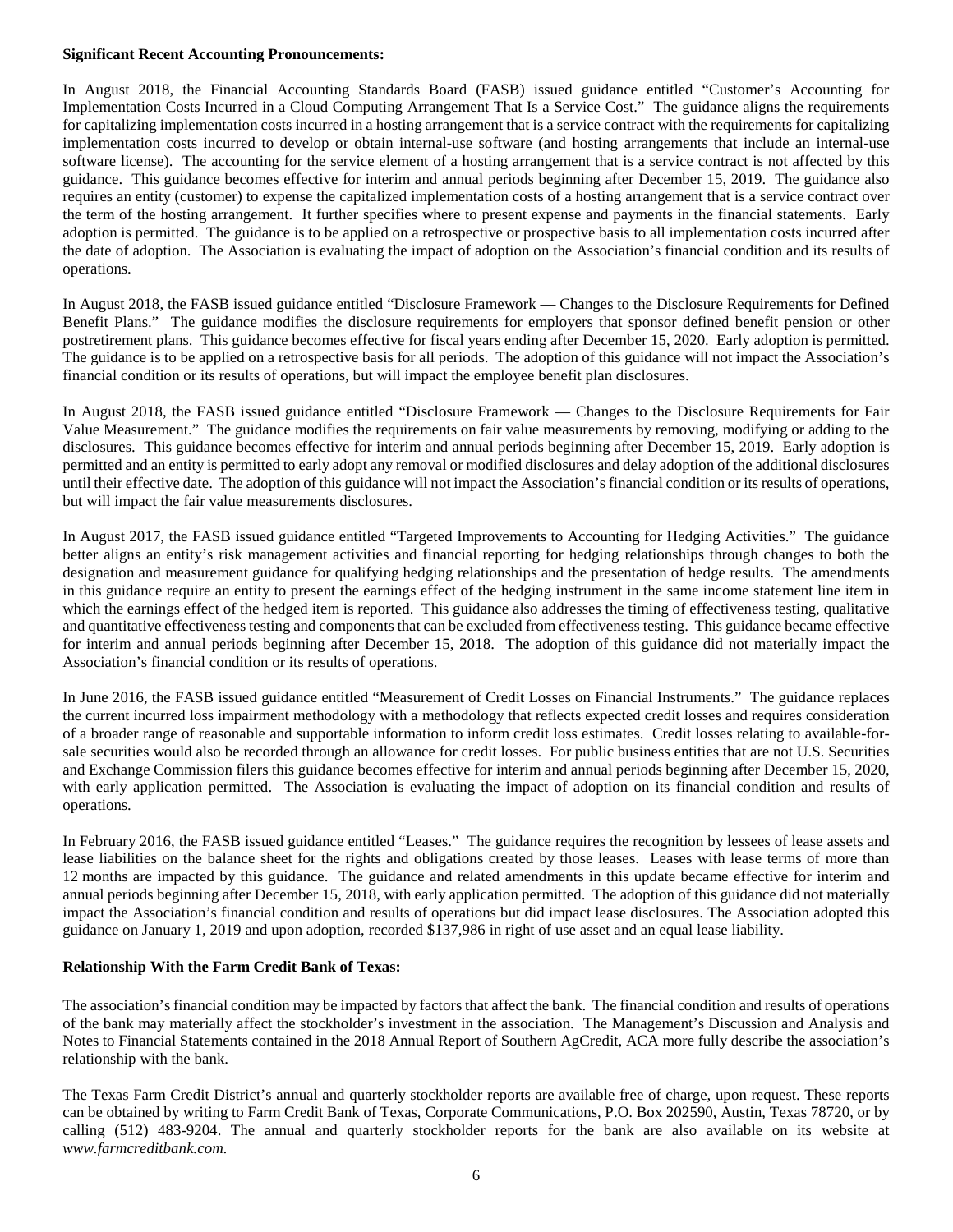**Significant Recent Accounting Pronouncements:**

In August 2018, the Financial Accounting Standards Board (FASB) issued guidance entitled "Customer's Accounting for Implementation Costs Incurred in a Cloud Computing Arrangement That Is a Service Cost." The guidance aligns the requirements for capitalizing implementation costs incurred in a hosting arrangement that is a service contract with the requirements for capitalizing implementation costs incurred to develop or obtain internal-use software (and hosting arrangements that include an internal-use software license). The accounting for the service element of a hosting arrangement that is a service contract is not affected by this guidance. This guidance becomes effective for interim and annual periods beginning after December 15, 2019. The guidance also requires an entity (customer) to expense the capitalized implementation costs of a hosting arrangement that is a service contract over the term of the hosting arrangement. It further specifies where to present expense and payments in the financial statements. Early adoption is permitted. The guidance is to be applied on a retrospective or prospective basis to all implementation costs incurred after the date of adoption. The Association is evaluating the impact of adoption on the Association's financial condition and its results of operations.

In August 2018, the FASB issued guidance entitled "Disclosure Framework — Changes to the Disclosure Requirements for Defined Benefit Plans." The guidance modifies the disclosure requirements for employers that sponsor defined benefit pension or other postretirement plans. This guidance becomes effective for fiscal years ending after December 15, 2020. Early adoption is permitted. The guidance is to be applied on a retrospective basis for all periods. The adoption of this guidance will not impact the Association's financial condition or its results of operations, but will impact the employee benefit plan disclosures.

In August 2018, the FASB issued guidance entitled "Disclosure Framework — Changes to the Disclosure Requirements for Fair Value Measurement." The guidance modifies the requirements on fair value measurements by removing, modifying or adding to the disclosures. This guidance becomes effective for interim and annual periods beginning after December 15, 2019. Early adoption is permitted and an entity is permitted to early adopt any removal or modified disclosures and delay adoption of the additional disclosures until their effective date. The adoption of this guidance will not impact the Association's financial condition or its results of operations, but will impact the fair value measurements disclosures.

In August 2017, the FASB issued guidance entitled "Targeted Improvements to Accounting for Hedging Activities." The guidance better aligns an entity's risk management activities and financial reporting for hedging relationships through changes to both the designation and measurement guidance for qualifying hedging relationships and the presentation of hedge results. The amendments in this guidance require an entity to present the earnings effect of the hedging instrument in the same income statement line item in which the earnings effect of the hedged item is reported. This guidance also addresses the timing of effectiveness testing, qualitative and quantitative effectiveness testing and components that can be excluded from effectiveness testing. This guidance became effective for interim and annual periods beginning after December 15, 2018. The adoption of this guidance did not materially impact the Association's financial condition or its results of operations.

In June 2016, the FASB issued guidance entitled "Measurement of Credit Losses on Financial Instruments." The guidance replaces the current incurred loss impairment methodology with a methodology that reflects expected credit losses and requires consideration of a broader range of reasonable and supportable information to inform credit loss estimates. Credit losses relating to available-for-sale securities would also be recorded through an allowance for credit losses. For public business entities that are not U.S. Securities and Exchange Commission filers this guidance becomes effective for interim and annual periods beginning after December 15, 2020, with early application permitted. The Association is evaluating the impact of adoption on its financial condition and results of operations.

In February 2016, the FASB issued guidance entitled "Leases." The guidance requires the recognition by lessees of lease assets and lease liabilities on the balance sheet for the rights and obligations created by those leases. Leases with lease terms of more than 12 months are impacted by this guidance. The guidance and related amendments in this update became effective for interim and annual periods beginning after December 15, 2018, with early application permitted. The adoption of this guidance did not materially impact the Association's financial condition and results of operations but did impact lease disclosures. The Association adopted this guidance on January 1, 2019 and upon adoption, recorded $137,986 in right of use asset and an equal lease liability.

**Relationship With the Farm Credit Bank of Texas:**

The association's financial condition may be impacted by factors that affect the bank. The financial condition and results of operations of the bank may materially affect the stockholder's investment in the association. The Management's Discussion and Analysis and Notes to Financial Statements contained in the 2018 Annual Report of Southern AgCredit, ACA more fully describe the association's relationship with the bank.

The Texas Farm Credit District's annual and quarterly stockholder reports are available free of charge, upon request. These reports can be obtained by writing to Farm Credit Bank of Texas, Corporate Communications, P.O. Box 202590, Austin, Texas 78720, or by calling (512) 483-9204. The annual and quarterly stockholder reports for the bank are also available on its website at *www.farmcreditbank.com.*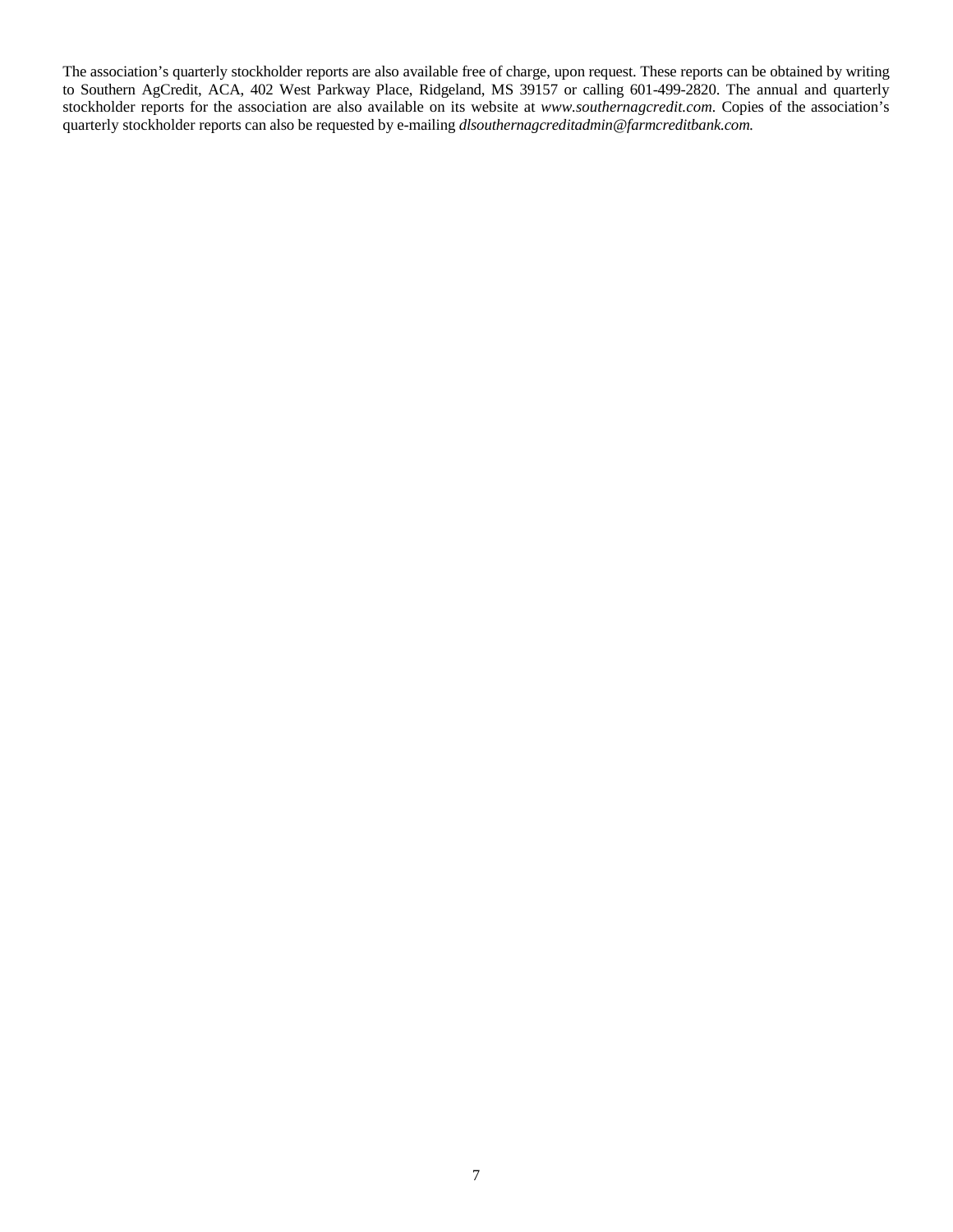The association's quarterly stockholder reports are also available free of charge, upon request. These reports can be obtained by writing to Southern AgCredit, ACA, 402 West Parkway Place, Ridgeland, MS 39157 or calling 601-499-2820. The annual and quarterly stockholder reports for the association are also available on its website at *www.southernagcredit.com*. Copies of the association's quarterly stockholder reports can also be requested by e-mailing *dlsouthernagcreditadmin@farmcreditbank.com.*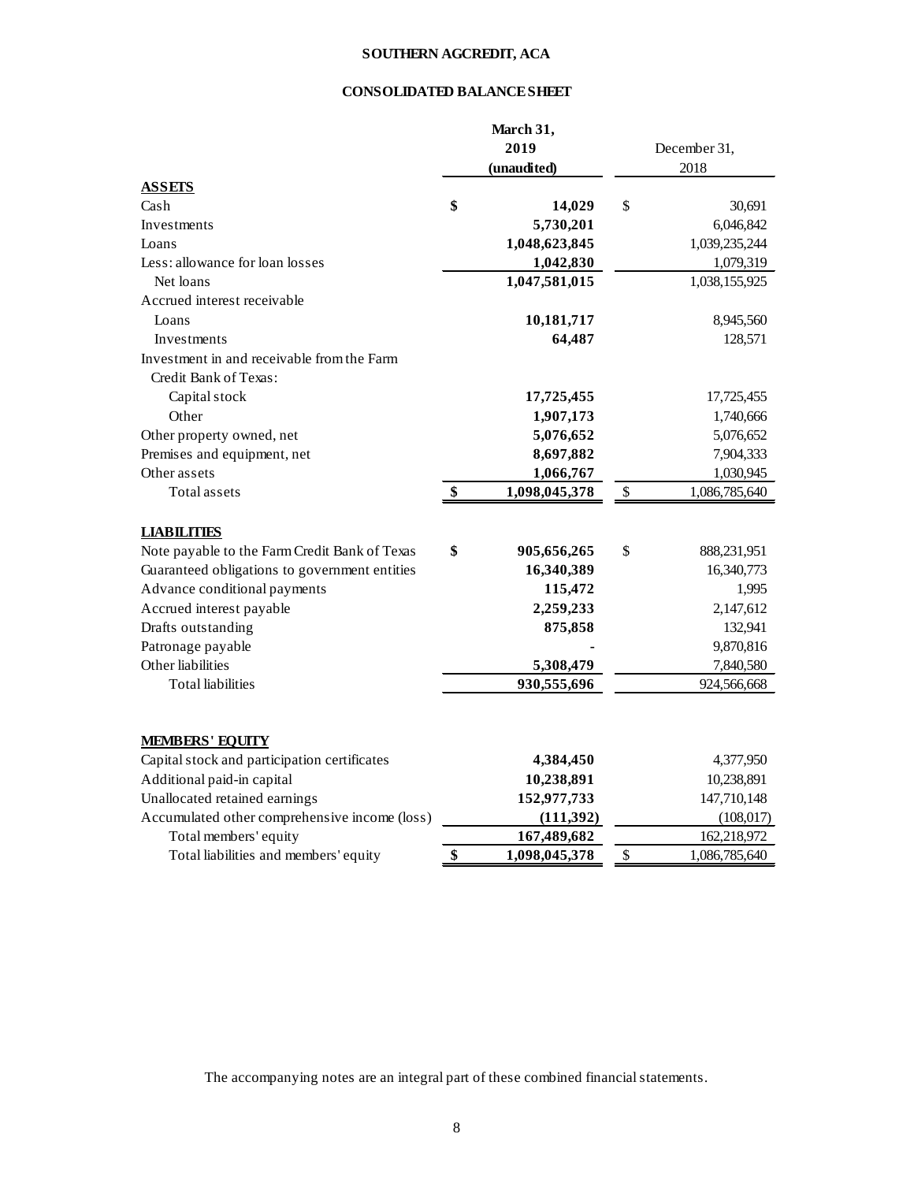# SOUTHERN AGCREDIT, ACA

## CONSOLIDATED BALANCE SHEET

| | March 31, 2019 (unaudited) | December 31, 2018 |
|---|---|---|
| **ASSETS** | | |
| Cash | $ 14,029 | $ 30,691 |
| Investments | 5,730,201 | 6,046,842 |
| Loans | 1,048,623,845 | 1,039,235,244 |
| Less: allowance for loan losses | 1,042,830 | 1,079,319 |
| Net loans | 1,047,581,015 | 1,038,155,925 |
| Accrued interest receivable | | |
| Loans | 10,181,717 | 8,945,560 |
| Investments | 64,487 | 128,571 |
| Investment in and receivable from the Farm Credit Bank of Texas: | | |
| Capital stock | 17,725,455 | 17,725,455 |
| Other | 1,907,173 | 1,740,666 |
| Other property owned, net | 5,076,652 | 5,076,652 |
| Premises and equipment, net | 8,697,882 | 7,904,333 |
| Other assets | 1,066,767 | 1,030,945 |
| Total assets | $ 1,098,045,378 | $ 1,086,785,640 |
| **LIABILITIES** | | |
| Note payable to the Farm Credit Bank of Texas | $ 905,656,265 | $ 888,231,951 |
| Guaranteed obligations to government entities | 16,340,389 | 16,340,773 |
| Advance conditional payments | 115,472 | 1,995 |
| Accrued interest payable | 2,259,233 | 2,147,612 |
| Drafts outstanding | 875,858 | 132,941 |
| Patronage payable | - | 9,870,816 |
| Other liabilities | 5,308,479 | 7,840,580 |
| Total liabilities | 930,555,696 | 924,566,668 |
| **MEMBERS' EQUITY** | | |
| Capital stock and participation certificates | 4,384,450 | 4,377,950 |
| Additional paid-in capital | 10,238,891 | 10,238,891 |
| Unallocated retained earnings | 152,977,733 | 147,710,148 |
| Accumulated other comprehensive income (loss) | (111,392) | (108,017) |
| Total members' equity | 167,489,682 | 162,218,972 |
| Total liabilities and members' equity | $ 1,098,045,378 | $ 1,086,785,640 |

The accompanying notes are an integral part of these combined financial statements.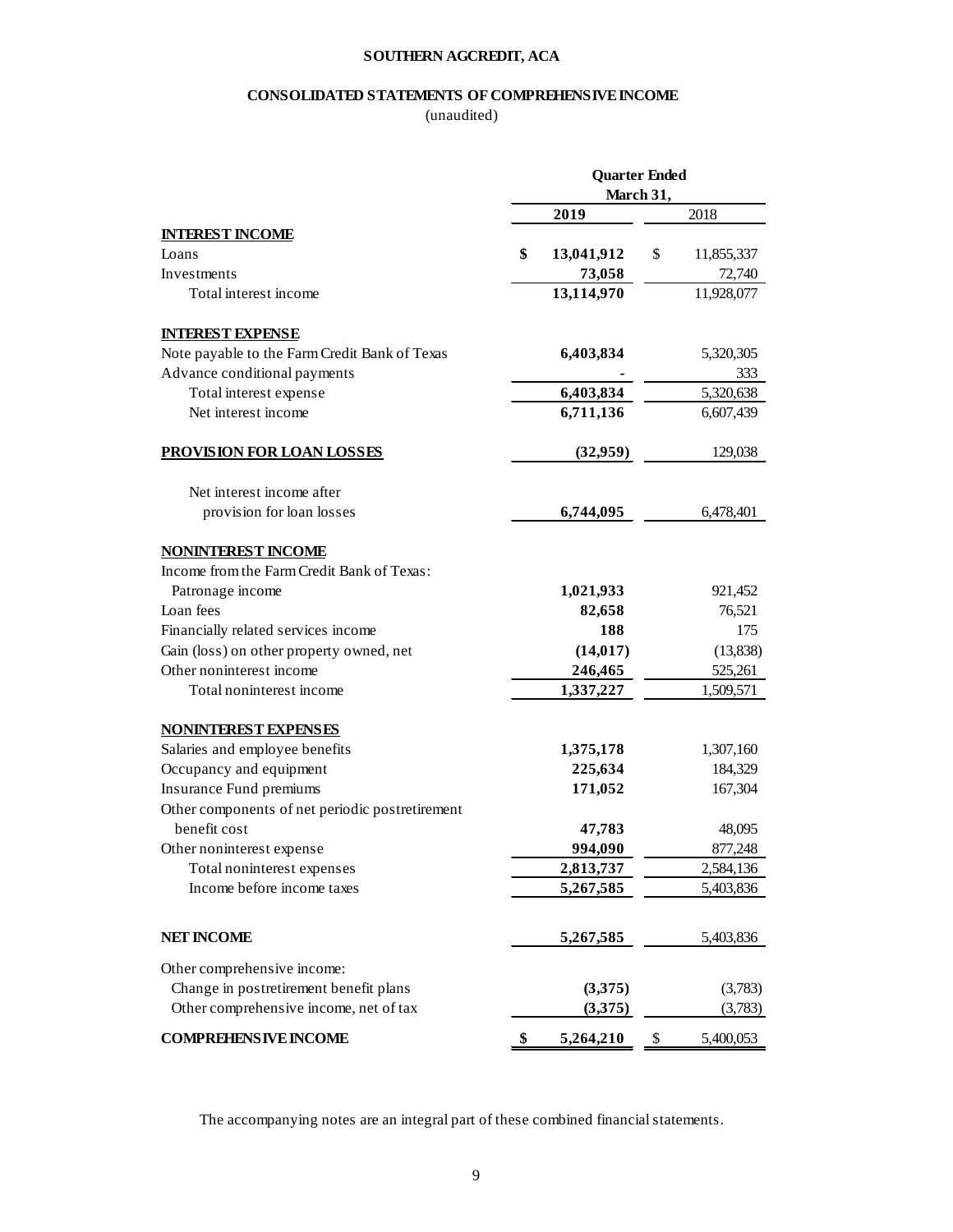**SOUTHERN AGCREDIT, ACA**

**CONSOLIDATED STATEMENTS OF COMPREHENSIVE INCOME**

(unaudited)

| | Quarter Ended March 31, | |
|---|---|---|
| | **2019** | 2018 |
| **INTEREST INCOME** | | |
| Loans | **$ 13,041,912** | $ 11,855,337 |
| Investments | **73,058** | 72,740 |
| Total interest income | **13,114,970** | 11,928,077 |
| **INTEREST EXPENSE** | | |
| Note payable to the Farm Credit Bank of Texas | **6,403,834** | 5,320,305 |
| Advance conditional payments | **-** | 333 |
| Total interest expense | **6,403,834** | 5,320,638 |
| Net interest income | **6,711,136** | 6,607,439 |
| **PROVISION FOR LOAN LOSSES** | **(32,959)** | 129,038 |
| Net interest income after provision for loan losses | **6,744,095** | 6,478,401 |
| **NONINTEREST INCOME** | | |
| Income from the Farm Credit Bank of Texas: | | |
| Patronage income | **1,021,933** | 921,452 |
| Loan fees | **82,658** | 76,521 |
| Financially related services income | **188** | 175 |
| Gain (loss) on other property owned, net | **(14,017)** | (13,838) |
| Other noninterest income | **246,465** | 525,261 |
| Total noninterest income | **1,337,227** | 1,509,571 |
| **NONINTEREST EXPENSES** | | |
| Salaries and employee benefits | **1,375,178** | 1,307,160 |
| Occupancy and equipment | **225,634** | 184,329 |
| Insurance Fund premiums | **171,052** | 167,304 |
| Other components of net periodic postretirement benefit cost | **47,783** | 48,095 |
| Other noninterest expense | **994,090** | 877,248 |
| Total noninterest expenses | **2,813,737** | 2,584,136 |
| Income before income taxes | **5,267,585** | 5,403,836 |
| **NET INCOME** | **5,267,585** | 5,403,836 |
| Other comprehensive income: | | |
| Change in postretirement benefit plans | **(3,375)** | (3,783) |
| Other comprehensive income, net of tax | **(3,375)** | (3,783) |
| **COMPREHENSIVE INCOME** | **$ 5,264,210** | $ 5,400,053 |

The accompanying notes are an integral part of these combined financial statements.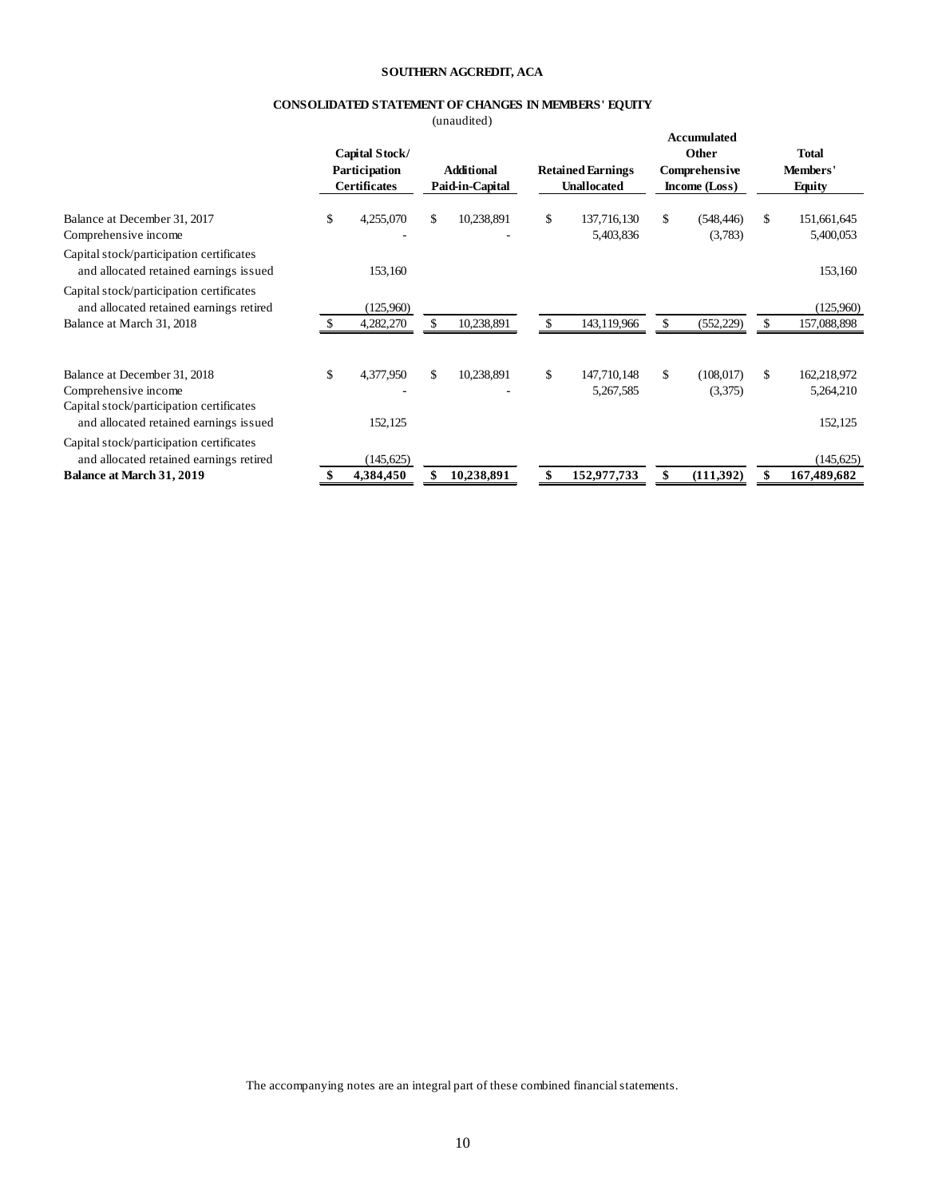**SOUTHERN AGCREDIT, ACA**

**CONSOLIDATED STATEMENT OF CHANGES IN MEMBERS' EQUITY**

(unaudited)

| | Capital Stock/ Participation Certificates | Additional Paid-in-Capital | Retained Earnings Unallocated | Accumulated Other Comprehensive Income (Loss) | Total Members' Equity |
|---|---|---|---|---|---|
| Balance at December 31, 2017 | $ 4,255,070 | $ 10,238,891 | $ 137,716,130 | $ (548,446) | $ 151,661,645 |
| Comprehensive income | - | - | 5,403,836 | (3,783) | 5,400,053 |
| Capital stock/participation certificates and allocated retained earnings issued | 153,160 | | | | 153,160 |
| Capital stock/participation certificates and allocated retained earnings retired | (125,960) | | | | (125,960) |
| Balance at March 31, 2018 | $ 4,282,270 | $ 10,238,891 | $ 143,119,966 | $ (552,229) | $ 157,088,898 |
| | | | | | |
| Balance at December 31, 2018 | $ 4,377,950 | $ 10,238,891 | $ 147,710,148 | $ (108,017) | $ 162,218,972 |
| Comprehensive income | - | - | 5,267,585 | (3,375) | 5,264,210 |
| Capital stock/participation certificates and allocated retained earnings issued | 152,125 | | | | 152,125 |
| Capital stock/participation certificates and allocated retained earnings retired | (145,625) | | | | (145,625) |
| **Balance at March 31, 2019** | **$ 4,384,450** | **$ 10,238,891** | **$ 152,977,733** | **$ (111,392)** | **$ 167,489,682** |

The accompanying notes are an integral part of these combined financial statements.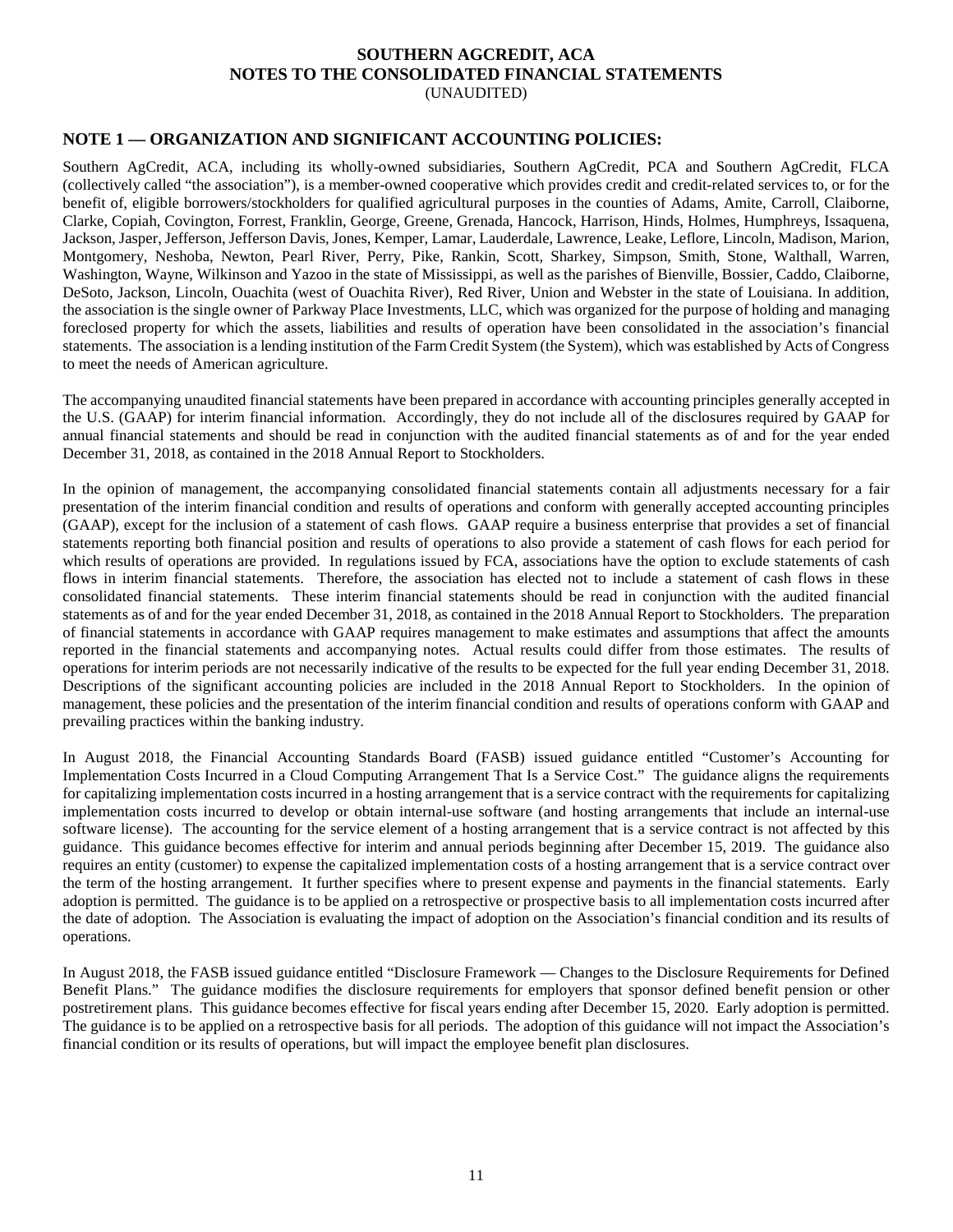# SOUTHERN AGCREDIT, ACA
## NOTES TO THE CONSOLIDATED FINANCIAL STATEMENTS
(UNAUDITED)

## NOTE 1 — ORGANIZATION AND SIGNIFICANT ACCOUNTING POLICIES:

Southern AgCredit, ACA, including its wholly-owned subsidiaries, Southern AgCredit, PCA and Southern AgCredit, FLCA (collectively called "the association"), is a member-owned cooperative which provides credit and credit-related services to, or for the benefit of, eligible borrowers/stockholders for qualified agricultural purposes in the counties of Adams, Amite, Carroll, Claiborne, Clarke, Copiah, Covington, Forrest, Franklin, George, Greene, Grenada, Hancock, Harrison, Hinds, Holmes, Humphreys, Issaquena, Jackson, Jasper, Jefferson, Jefferson Davis, Jones, Kemper, Lamar, Lauderdale, Lawrence, Leake, Leflore, Lincoln, Madison, Marion, Montgomery, Neshoba, Newton, Pearl River, Perry, Pike, Rankin, Scott, Sharkey, Simpson, Smith, Stone, Walthall, Warren, Washington, Wayne, Wilkinson and Yazoo in the state of Mississippi, as well as the parishes of Bienville, Bossier, Caddo, Claiborne, DeSoto, Jackson, Lincoln, Ouachita (west of Ouachita River), Red River, Union and Webster in the state of Louisiana. In addition, the association is the single owner of Parkway Place Investments, LLC, which was organized for the purpose of holding and managing foreclosed property for which the assets, liabilities and results of operation have been consolidated in the association's financial statements. The association is a lending institution of the Farm Credit System (the System), which was established by Acts of Congress to meet the needs of American agriculture.

The accompanying unaudited financial statements have been prepared in accordance with accounting principles generally accepted in the U.S. (GAAP) for interim financial information. Accordingly, they do not include all of the disclosures required by GAAP for annual financial statements and should be read in conjunction with the audited financial statements as of and for the year ended December 31, 2018, as contained in the 2018 Annual Report to Stockholders.

In the opinion of management, the accompanying consolidated financial statements contain all adjustments necessary for a fair presentation of the interim financial condition and results of operations and conform with generally accepted accounting principles (GAAP), except for the inclusion of a statement of cash flows. GAAP require a business enterprise that provides a set of financial statements reporting both financial position and results of operations to also provide a statement of cash flows for each period for which results of operations are provided. In regulations issued by FCA, associations have the option to exclude statements of cash flows in interim financial statements. Therefore, the association has elected not to include a statement of cash flows in these consolidated financial statements. These interim financial statements should be read in conjunction with the audited financial statements as of and for the year ended December 31, 2018, as contained in the 2018 Annual Report to Stockholders. The preparation of financial statements in accordance with GAAP requires management to make estimates and assumptions that affect the amounts reported in the financial statements and accompanying notes. Actual results could differ from those estimates. The results of operations for interim periods are not necessarily indicative of the results to be expected for the full year ending December 31, 2018. Descriptions of the significant accounting policies are included in the 2018 Annual Report to Stockholders. In the opinion of management, these policies and the presentation of the interim financial condition and results of operations conform with GAAP and prevailing practices within the banking industry.

In August 2018, the Financial Accounting Standards Board (FASB) issued guidance entitled "Customer's Accounting for Implementation Costs Incurred in a Cloud Computing Arrangement That Is a Service Cost." The guidance aligns the requirements for capitalizing implementation costs incurred in a hosting arrangement that is a service contract with the requirements for capitalizing implementation costs incurred to develop or obtain internal-use software (and hosting arrangements that include an internal-use software license). The accounting for the service element of a hosting arrangement that is a service contract is not affected by this guidance. This guidance becomes effective for interim and annual periods beginning after December 15, 2019. The guidance also requires an entity (customer) to expense the capitalized implementation costs of a hosting arrangement that is a service contract over the term of the hosting arrangement. It further specifies where to present expense and payments in the financial statements. Early adoption is permitted. The guidance is to be applied on a retrospective or prospective basis to all implementation costs incurred after the date of adoption. The Association is evaluating the impact of adoption on the Association's financial condition and its results of operations.

In August 2018, the FASB issued guidance entitled "Disclosure Framework — Changes to the Disclosure Requirements for Defined Benefit Plans." The guidance modifies the disclosure requirements for employers that sponsor defined benefit pension or other postretirement plans. This guidance becomes effective for fiscal years ending after December 15, 2020. Early adoption is permitted. The guidance is to be applied on a retrospective basis for all periods. The adoption of this guidance will not impact the Association's financial condition or its results of operations, but will impact the employee benefit plan disclosures.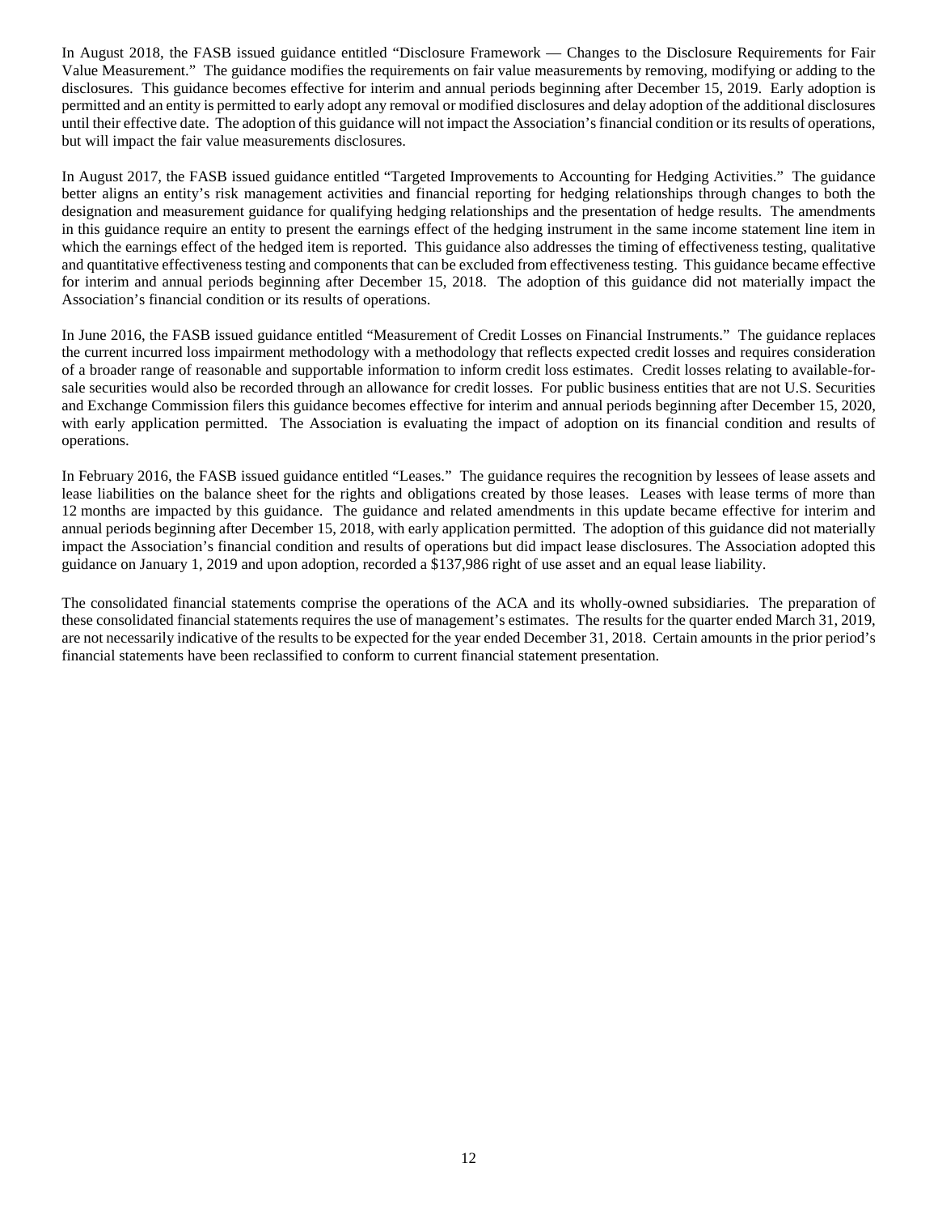In August 2018, the FASB issued guidance entitled "Disclosure Framework — Changes to the Disclosure Requirements for Fair Value Measurement." The guidance modifies the requirements on fair value measurements by removing, modifying or adding to the disclosures. This guidance becomes effective for interim and annual periods beginning after December 15, 2019. Early adoption is permitted and an entity is permitted to early adopt any removal or modified disclosures and delay adoption of the additional disclosures until their effective date. The adoption of this guidance will not impact the Association's financial condition or its results of operations, but will impact the fair value measurements disclosures.

In August 2017, the FASB issued guidance entitled "Targeted Improvements to Accounting for Hedging Activities." The guidance better aligns an entity's risk management activities and financial reporting for hedging relationships through changes to both the designation and measurement guidance for qualifying hedging relationships and the presentation of hedge results. The amendments in this guidance require an entity to present the earnings effect of the hedging instrument in the same income statement line item in which the earnings effect of the hedged item is reported. This guidance also addresses the timing of effectiveness testing, qualitative and quantitative effectiveness testing and components that can be excluded from effectiveness testing. This guidance became effective for interim and annual periods beginning after December 15, 2018. The adoption of this guidance did not materially impact the Association's financial condition or its results of operations.

In June 2016, the FASB issued guidance entitled "Measurement of Credit Losses on Financial Instruments." The guidance replaces the current incurred loss impairment methodology with a methodology that reflects expected credit losses and requires consideration of a broader range of reasonable and supportable information to inform credit loss estimates. Credit losses relating to available-for-sale securities would also be recorded through an allowance for credit losses. For public business entities that are not U.S. Securities and Exchange Commission filers this guidance becomes effective for interim and annual periods beginning after December 15, 2020, with early application permitted. The Association is evaluating the impact of adoption on its financial condition and results of operations.

In February 2016, the FASB issued guidance entitled "Leases." The guidance requires the recognition by lessees of lease assets and lease liabilities on the balance sheet for the rights and obligations created by those leases. Leases with lease terms of more than 12 months are impacted by this guidance. The guidance and related amendments in this update became effective for interim and annual periods beginning after December 15, 2018, with early application permitted. The adoption of this guidance did not materially impact the Association's financial condition and results of operations but did impact lease disclosures. The Association adopted this guidance on January 1, 2019 and upon adoption, recorded a $137,986 right of use asset and an equal lease liability.

The consolidated financial statements comprise the operations of the ACA and its wholly-owned subsidiaries. The preparation of these consolidated financial statements requires the use of management's estimates. The results for the quarter ended March 31, 2019, are not necessarily indicative of the results to be expected for the year ended December 31, 2018. Certain amounts in the prior period's financial statements have been reclassified to conform to current financial statement presentation.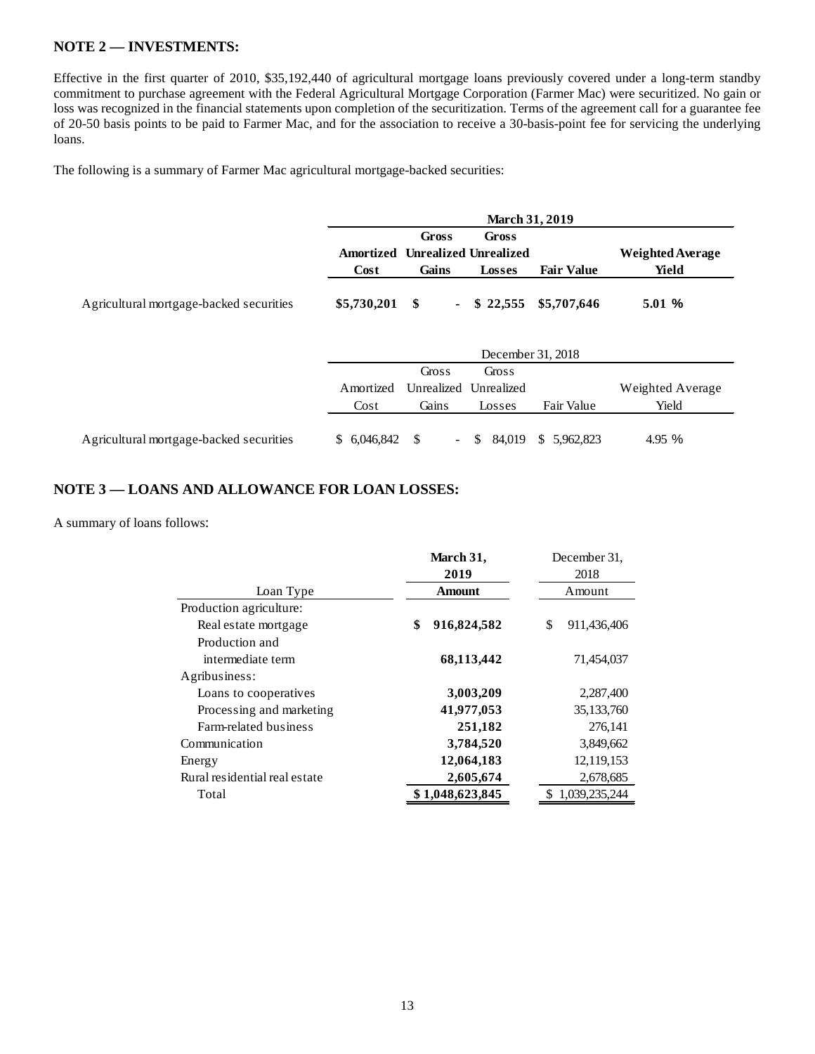## NOTE 2 — INVESTMENTS:

Effective in the first quarter of 2010, $35,192,440 of agricultural mortgage loans previously covered under a long-term standby commitment to purchase agreement with the Federal Agricultural Mortgage Corporation (Farmer Mac) were securitized. No gain or loss was recognized in the financial statements upon completion of the securitization. Terms of the agreement call for a guarantee fee of 20-50 basis points to be paid to Farmer Mac, and for the association to receive a 30-basis-point fee for servicing the underlying loans.

The following is a summary of Farmer Mac agricultural mortgage-backed securities:

| | **March 31, 2019** | | | | |
|---|---|---|---|---|---|
| | **Amortized Cost** | **Gross Unrealized Gains** | **Gross Unrealized Losses** | **Fair Value** | **Weighted Average Yield** |
| Agricultural mortgage-backed securities | **$5,730,201** | **$ -** | **$ 22,555** | **$5,707,646** | **5.01 %** |

| | December 31, 2018 | | | | |
|---|---|---|---|---|---|
| | Amortized Cost | Gross Unrealized Gains | Gross Unrealized Losses | Fair Value | Weighted Average Yield |
| Agricultural mortgage-backed securities | $ 6,046,842 | $ - | $ 84,019 | $ 5,962,823 | 4.95 % |

## NOTE 3 — LOANS AND ALLOWANCE FOR LOAN LOSSES:

A summary of loans follows:

| Loan Type | **March 31, 2019 Amount** | December 31, 2018 Amount |
|---|---|---|
| Production agriculture: | | |
| Real estate mortgage | **$ 916,824,582** | $ 911,436,406 |
| Production and intermediate term | **68,113,442** | 71,454,037 |
| Agribusiness: | | |
| Loans to cooperatives | **3,003,209** | 2,287,400 |
| Processing and marketing | **41,977,053** | 35,133,760 |
| Farm-related business | **251,182** | 276,141 |
| Communication | **3,784,520** | 3,849,662 |
| Energy | **12,064,183** | 12,119,153 |
| Rural residential real estate | **2,605,674** | 2,678,685 |
| Total | **$ 1,048,623,845** | $ 1,039,235,244 |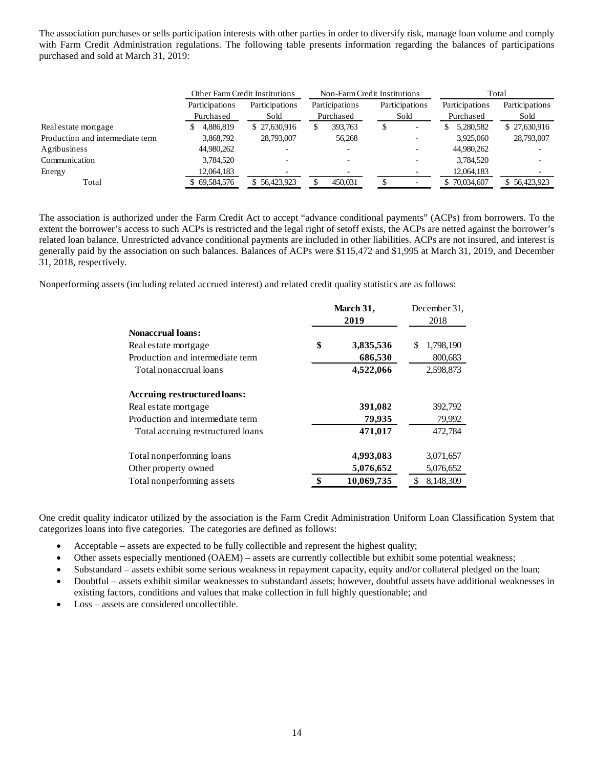The association purchases or sells participation interests with other parties in order to diversify risk, manage loan volume and comply with Farm Credit Administration regulations. The following table presents information regarding the balances of participations purchased and sold at March 31, 2019:

| | Other Farm Credit Institutions | | Non-Farm Credit Institutions | | Total | |
|---|---|---|---|---|---|---|
| | Participations Purchased | Participations Sold | Participations Purchased | Participations Sold | Participations Purchased | Participations Sold |
| Real estate mortgage | $ 4,886,819 | $ 27,630,916 | $ 393,763 | $ - | $ 5,280,582 | $ 27,630,916 |
| Production and intermediate term | 3,868,792 | 28,793,007 | 56,268 | - | 3,925,060 | 28,793,007 |
| Agribusiness | 44,980,262 | - | - | - | 44,980,262 | - |
| Communication | 3,784,520 | - | - | - | 3,784,520 | - |
| Energy | 12,064,183 | - | - | - | 12,064,183 | - |
| Total | $ 69,584,576 | $ 56,423,923 | $ 450,031 | $ - | $ 70,034,607 | $ 56,423,923 |

The association is authorized under the Farm Credit Act to accept "advance conditional payments" (ACPs) from borrowers. To the extent the borrower's access to such ACPs is restricted and the legal right of setoff exists, the ACPs are netted against the borrower's related loan balance. Unrestricted advance conditional payments are included in other liabilities. ACPs are not insured, and interest is generally paid by the association on such balances. Balances of ACPs were $115,472 and $1,995 at March 31, 2019, and December 31, 2018, respectively.

Nonperforming assets (including related accrued interest) and related credit quality statistics are as follows:

| | **March 31, 2019** | December 31, 2018 |
|---|---|---|
| **Nonaccrual loans:** | | |
| Real estate mortgage | **$ 3,835,536** | $ 1,798,190 |
| Production and intermediate term | **686,530** | 800,683 |
| Total nonaccrual loans | **4,522,066** | 2,598,873 |
| **Accruing restructured loans:** | | |
| Real estate mortgage | **391,082** | 392,792 |
| Production and intermediate term | **79,935** | 79,992 |
| Total accruing restructured loans | **471,017** | 472,784 |
| Total nonperforming loans | **4,993,083** | 3,071,657 |
| Other property owned | **5,076,652** | 5,076,652 |
| Total nonperforming assets | **$ 10,069,735** | $ 8,148,309 |

One credit quality indicator utilized by the association is the Farm Credit Administration Uniform Loan Classification System that categorizes loans into five categories. The categories are defined as follows:

- Acceptable – assets are expected to be fully collectible and represent the highest quality;
- Other assets especially mentioned (OAEM) – assets are currently collectible but exhibit some potential weakness;
- Substandard – assets exhibit some serious weakness in repayment capacity, equity and/or collateral pledged on the loan;
- Doubtful – assets exhibit similar weaknesses to substandard assets; however, doubtful assets have additional weaknesses in existing factors, conditions and values that make collection in full highly questionable; and
- Loss – assets are considered uncollectible.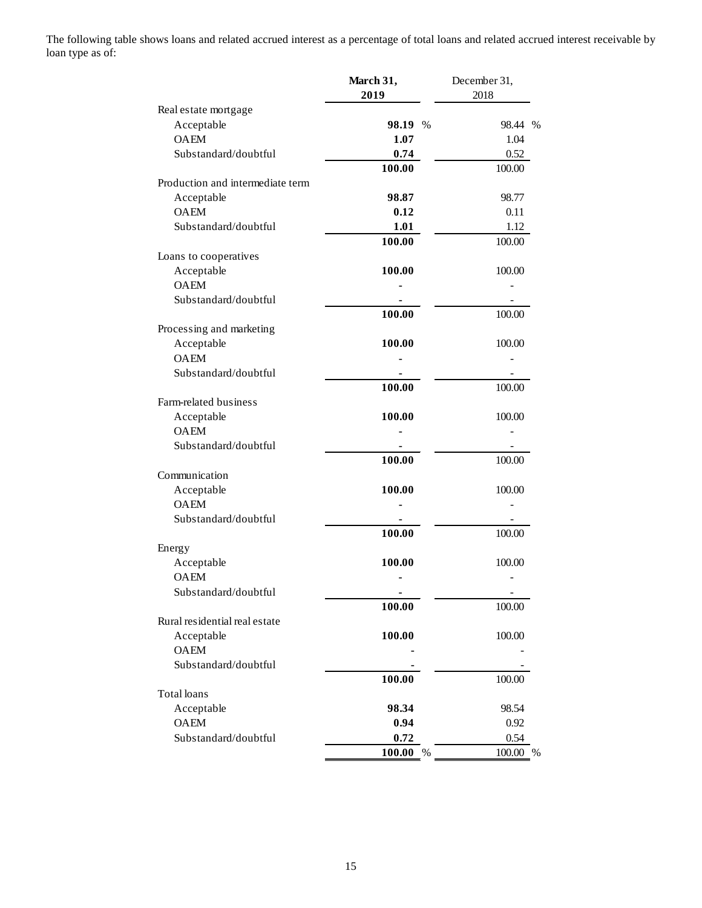The following table shows loans and related accrued interest as a percentage of total loans and related accrued interest receivable by loan type as of:

| | **March 31, 2019** | December 31, 2018 |
|---|---|---|
| Real estate mortgage | | |
| Acceptable | **98.19 %** | 98.44 % |
| OAEM | **1.07** | 1.04 |
| Substandard/doubtful | **0.74** | 0.52 |
| | **100.00** | 100.00 |
| Production and intermediate term | | |
| Acceptable | **98.87** | 98.77 |
| OAEM | **0.12** | 0.11 |
| Substandard/doubtful | **1.01** | 1.12 |
| | **100.00** | 100.00 |
| Loans to cooperatives | | |
| Acceptable | **100.00** | 100.00 |
| OAEM | **-** | - |
| Substandard/doubtful | **-** | - |
| | **100.00** | 100.00 |
| Processing and marketing | | |
| Acceptable | **100.00** | 100.00 |
| OAEM | **-** | - |
| Substandard/doubtful | **-** | - |
| | **100.00** | 100.00 |
| Farm-related business | | |
| Acceptable | **100.00** | 100.00 |
| OAEM | **-** | - |
| Substandard/doubtful | **-** | - |
| | **100.00** | 100.00 |
| Communication | | |
| Acceptable | **100.00** | 100.00 |
| OAEM | **-** | - |
| Substandard/doubtful | **-** | - |
| | **100.00** | 100.00 |
| Energy | | |
| Acceptable | **100.00** | 100.00 |
| OAEM | **-** | - |
| Substandard/doubtful | **-** | - |
| | **100.00** | 100.00 |
| Rural residential real estate | | |
| Acceptable | **100.00** | 100.00 |
| OAEM | **-** | - |
| Substandard/doubtful | **-** | - |
| | **100.00** | 100.00 |
| Total loans | | |
| Acceptable | **98.34** | 98.54 |
| OAEM | **0.94** | 0.92 |
| Substandard/doubtful | **0.72** | 0.54 |
| | **100.00 %** | 100.00 % |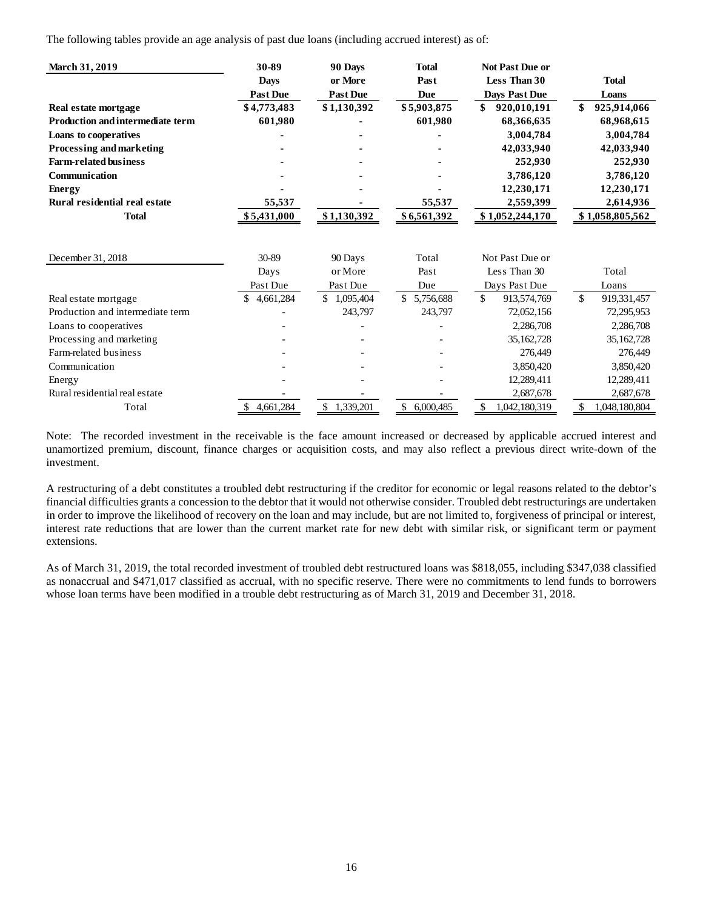The following tables provide an age analysis of past due loans (including accrued interest) as of:

| **March 31, 2019** | **30-89 Days Past Due** | **90 Days or More Past Due** | **Total Past Due** | **Not Past Due or Less Than 30 Days Past Due** | **Total Loans** |
|---|---|---|---|---|---|
| **Real estate mortgage** | **$4,773,483** | **$1,130,392** | **$5,903,875** | **$ 920,010,191** | **$ 925,914,066** |
| **Production and intermediate term** | **601,980** | **-** | **601,980** | **68,366,635** | **68,968,615** |
| **Loans to cooperatives** | **-** | **-** | **-** | **3,004,784** | **3,004,784** |
| **Processing and marketing** | **-** | **-** | **-** | **42,033,940** | **42,033,940** |
| **Farm-related business** | **-** | **-** | **-** | **252,930** | **252,930** |
| **Communication** | **-** | **-** | **-** | **3,786,120** | **3,786,120** |
| **Energy** | **-** | **-** | **-** | **12,230,171** | **12,230,171** |
| **Rural residential real estate** | **55,537** | **-** | **55,537** | **2,559,399** | **2,614,936** |
| **Total** | **$5,431,000** | **$1,130,392** | **$6,561,392** | **$1,052,244,170** | **$1,058,805,562** |

| December 31, 2018 | 30-89 Days Past Due | 90 Days or More Past Due | Total Past Due | Not Past Due or Less Than 30 Days Past Due | Total Loans |
|---|---|---|---|---|---|
| Real estate mortgage | $ 4,661,284 | $ 1,095,404 | $ 5,756,688 | $ 913,574,769 | $ 919,331,457 |
| Production and intermediate term | - | 243,797 | 243,797 | 72,052,156 | 72,295,953 |
| Loans to cooperatives | - | - | - | 2,286,708 | 2,286,708 |
| Processing and marketing | - | - | - | 35,162,728 | 35,162,728 |
| Farm-related business | - | - | - | 276,449 | 276,449 |
| Communication | - | - | - | 3,850,420 | 3,850,420 |
| Energy | - | - | - | 12,289,411 | 12,289,411 |
| Rural residential real estate | - | - | - | 2,687,678 | 2,687,678 |
| Total | $ 4,661,284 | $ 1,339,201 | $ 6,000,485 | $ 1,042,180,319 | $ 1,048,180,804 |

Note: The recorded investment in the receivable is the face amount increased or decreased by applicable accrued interest and unamortized premium, discount, finance charges or acquisition costs, and may also reflect a previous direct write-down of the investment.

A restructuring of a debt constitutes a troubled debt restructuring if the creditor for economic or legal reasons related to the debtor's financial difficulties grants a concession to the debtor that it would not otherwise consider. Troubled debt restructurings are undertaken in order to improve the likelihood of recovery on the loan and may include, but are not limited to, forgiveness of principal or interest, interest rate reductions that are lower than the current market rate for new debt with similar risk, or significant term or payment extensions.

As of March 31, 2019, the total recorded investment of troubled debt restructured loans was $818,055, including $347,038 classified as nonaccrual and $471,017 classified as accrual, with no specific reserve. There were no commitments to lend funds to borrowers whose loan terms have been modified in a trouble debt restructuring as of March 31, 2019 and December 31, 2018.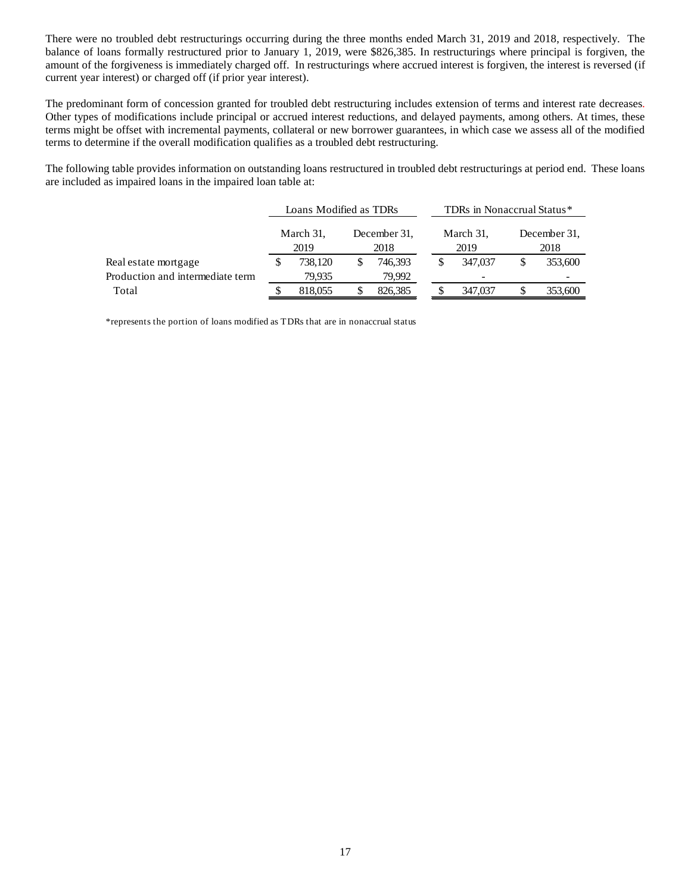There were no troubled debt restructurings occurring during the three months ended March 31, 2019 and 2018, respectively. The balance of loans formally restructured prior to January 1, 2019, were $826,385. In restructurings where principal is forgiven, the amount of the forgiveness is immediately charged off. In restructurings where accrued interest is forgiven, the interest is reversed (if current year interest) or charged off (if prior year interest).

The predominant form of concession granted for troubled debt restructuring includes extension of terms and interest rate decreases. Other types of modifications include principal or accrued interest reductions, and delayed payments, among others. At times, these terms might be offset with incremental payments, collateral or new borrower guarantees, in which case we assess all of the modified terms to determine if the overall modification qualifies as a troubled debt restructuring.

The following table provides information on outstanding loans restructured in troubled debt restructurings at period end. These loans are included as impaired loans in the impaired loan table at:

| | Loans Modified as TDRs | | TDRs in Nonaccrual Status* | |
|---|---|---|---|---|
| | March 31, 2019 | December 31, 2018 | March 31, 2019 | December 31, 2018 |
| Real estate mortgage | $ 738,120 | $ 746,393 | $ 347,037 | $ 353,600 |
| Production and intermediate term | 79,935 | 79,992 | - | - |
| Total | $ 818,055 | $ 826,385 | $ 347,037 | $ 353,600 |

*represents the portion of loans modified as TDRs that are in nonaccrual status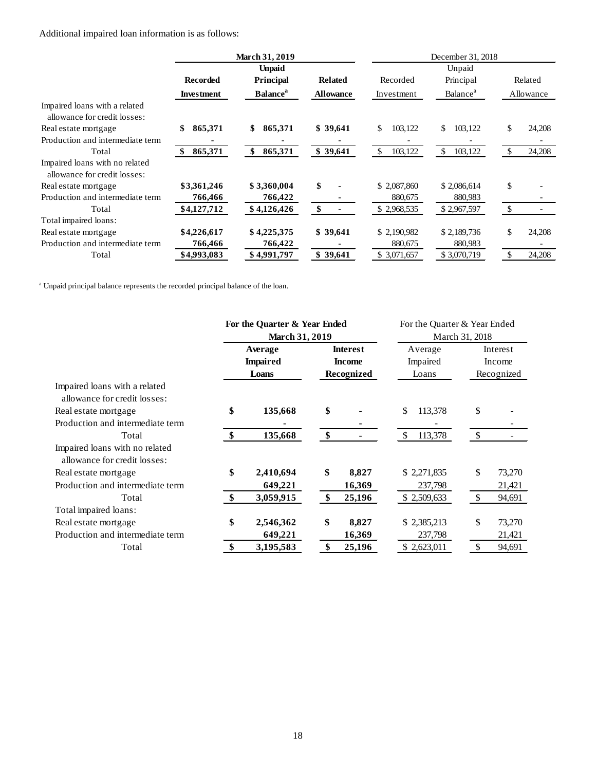Additional impaired loan information is as follows:

| | March 31, 2019 | | | December 31, 2018 | | |
|---|---|---|---|---|---|---|
| | Recorded Investment | Unpaid Principal Balance[a] | Related Allowance | Recorded Investment | Unpaid Principal Balance[a] | Related Allowance |
| Impaired loans with a related allowance for credit losses: | | | | | | |
| Real estate mortgage | $ 865,371 | $ 865,371 | $ 39,641 | $ 103,122 | $ 103,122 | $ 24,208 |
| Production and intermediate term | - | - | - | - | - | - |
| Total | $ 865,371 | $ 865,371 | $ 39,641 | $ 103,122 | $ 103,122 | $ 24,208 |
| Impaired loans with no related allowance for credit losses: | | | | | | |
| Real estate mortgage | $3,361,246 | $ 3,360,004 | $ - | $ 2,087,860 | $ 2,086,614 | $ - |
| Production and intermediate term | 766,466 | 766,422 | - | 880,675 | 880,983 | - |
| Total | $4,127,712 | $ 4,126,426 | $ - | $ 2,968,535 | $ 2,967,597 | $ - |
| Total impaired loans: | | | | | | |
| Real estate mortgage | $4,226,617 | $ 4,225,375 | $ 39,641 | $ 2,190,982 | $ 2,189,736 | $ 24,208 |
| Production and intermediate term | 766,466 | 766,422 | - | 880,675 | 880,983 | - |
| Total | $4,993,083 | $ 4,991,797 | $ 39,641 | $ 3,071,657 | $ 3,070,719 | $ 24,208 |

[a] Unpaid principal balance represents the recorded principal balance of the loan.

| | For the Quarter & Year Ended March 31, 2019 | | For the Quarter & Year Ended March 31, 2018 | |
|---|---|---|---|---|
| | Average Impaired Loans | Interest Income Recognized | Average Impaired Loans | Interest Income Recognized |
| Impaired loans with a related allowance for credit losses: | | | | |
| Real estate mortgage | $ 135,668 | $ - | $ 113,378 | $ - |
| Production and intermediate term | - | - | - | - |
| Total | $ 135,668 | $ - | $ 113,378 | $ - |
| Impaired loans with no related allowance for credit losses: | | | | |
| Real estate mortgage | $ 2,410,694 | $ 8,827 | $ 2,271,835 | $ 73,270 |
| Production and intermediate term | 649,221 | 16,369 | 237,798 | 21,421 |
| Total | $ 3,059,915 | $ 25,196 | $ 2,509,633 | $ 94,691 |
| Total impaired loans: | | | | |
| Real estate mortgage | $ 2,546,362 | $ 8,827 | $ 2,385,213 | $ 73,270 |
| Production and intermediate term | 649,221 | 16,369 | 237,798 | 21,421 |
| Total | $ 3,195,583 | $ 25,196 | $ 2,623,011 | $ 94,691 |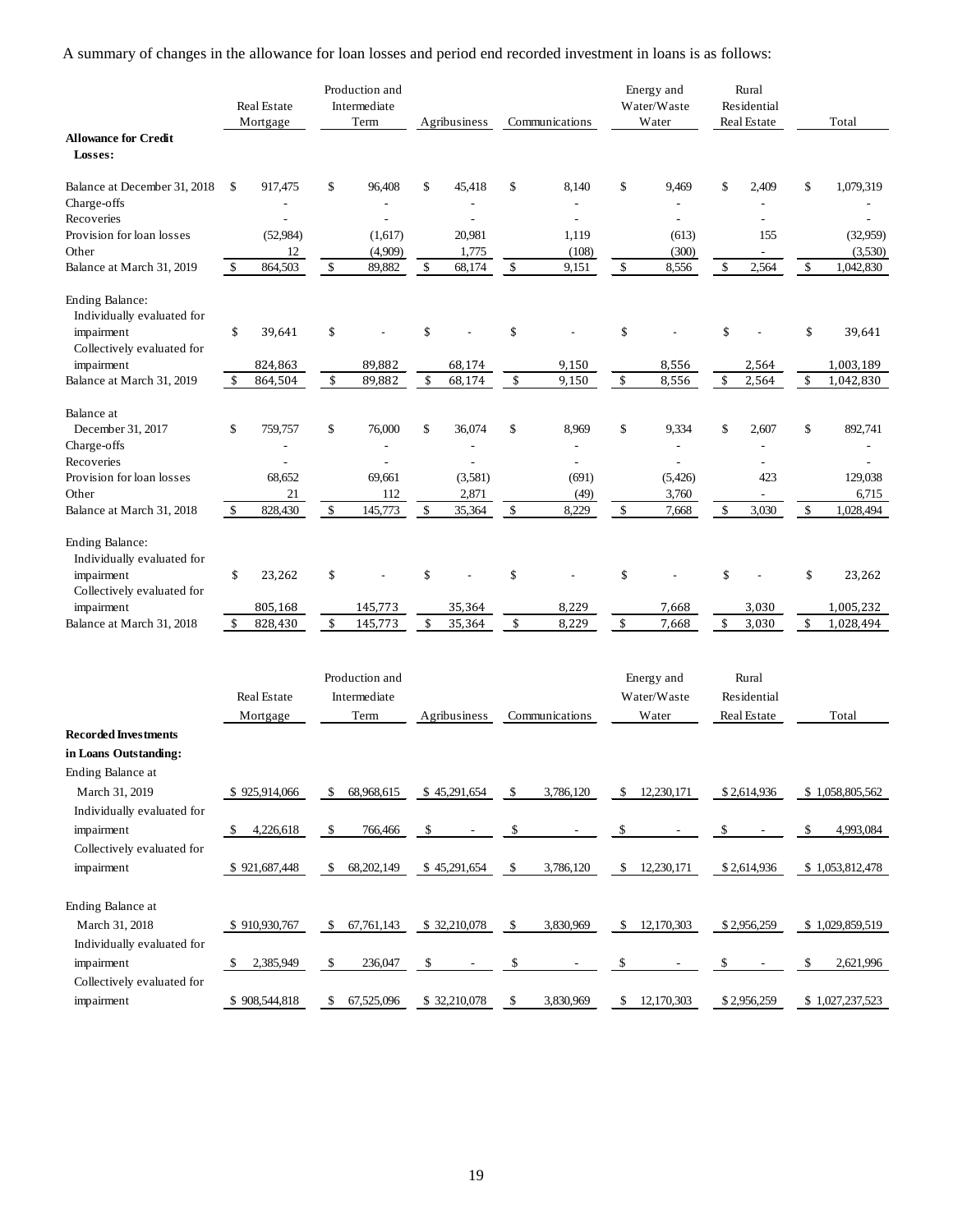A summary of changes in the allowance for loan losses and period end recorded investment in loans is as follows:

| | Real Estate Mortgage | Production and Intermediate Term | Agribusiness | Communications | Energy and Water/Waste Water | Rural Residential Real Estate | Total |
|---|---|---|---|---|---|---|---|
| **Allowance for Credit Losses:** | | | | | | | |
| Balance at December 31, 2018 | $ 917,475 | $ 96,408 | $ 45,418 | $ 8,140 | $ 9,469 | $ 2,409 | $ 1,079,319 |
| Charge-offs | - | - | - | - | - | - | - |
| Recoveries | - | - | - | - | - | - | - |
| Provision for loan losses | (52,984) | (1,617) | 20,981 | 1,119 | (613) | 155 | (32,959) |
| Other | 12 | (4,909) | 1,775 | (108) | (300) | - | (3,530) |
| Balance at March 31, 2019 | $ 864,503 | $ 89,882 | $ 68,174 | $ 9,151 | $ 8,556 | $ 2,564 | $ 1,042,830 |
| Ending Balance: | | | | | | | |
| Individually evaluated for impairment | $ 39,641 | $ - | $ - | $ - | $ - | $ - | $ 39,641 |
| Collectively evaluated for impairment | 824,863 | 89,882 | 68,174 | 9,150 | 8,556 | 2,564 | 1,003,189 |
| Balance at March 31, 2019 | $ 864,504 | $ 89,882 | $ 68,174 | $ 9,150 | $ 8,556 | $ 2,564 | $ 1,042,830 |
| Balance at December 31, 2017 | $ 759,757 | $ 76,000 | $ 36,074 | $ 8,969 | $ 9,334 | $ 2,607 | $ 892,741 |
| Charge-offs | - | - | - | - | - | - | - |
| Recoveries | - | - | - | - | - | - | - |
| Provision for loan losses | 68,652 | 69,661 | (3,581) | (691) | (5,426) | 423 | 129,038 |
| Other | 21 | 112 | 2,871 | (49) | 3,760 | - | 6,715 |
| Balance at March 31, 2018 | $ 828,430 | $ 145,773 | $ 35,364 | $ 8,229 | $ 7,668 | $ 3,030 | $ 1,028,494 |
| Ending Balance: | | | | | | | |
| Individually evaluated for impairment | $ 23,262 | $ - | $ - | $ - | $ - | $ - | $ 23,262 |
| Collectively evaluated for impairment | 805,168 | 145,773 | 35,364 | 8,229 | 7,668 | 3,030 | 1,005,232 |
| Balance at March 31, 2018 | $ 828,430 | $ 145,773 | $ 35,364 | $ 8,229 | $ 7,668 | $ 3,030 | $ 1,028,494 |

| | Real Estate Mortgage | Production and Intermediate Term | Agribusiness | Communications | Energy and Water/Waste Water | Rural Residential Real Estate | Total |
|---|---|---|---|---|---|---|---|
| **Recorded Investments in Loans Outstanding:** | | | | | | | |
| Ending Balance at March 31, 2019 | $ 925,914,066 | $ 68,968,615 | $ 45,291,654 | $ 3,786,120 | $ 12,230,171 | $ 2,614,936 | $ 1,058,805,562 |
| Individually evaluated for impairment | $ 4,226,618 | $ 766,466 | $ - | $ - | $ - | $ - | $ 4,993,084 |
| Collectively evaluated for impairment | $ 921,687,448 | $ 68,202,149 | $ 45,291,654 | $ 3,786,120 | $ 12,230,171 | $ 2,614,936 | $ 1,053,812,478 |
| Ending Balance at March 31, 2018 | $ 910,930,767 | $ 67,761,143 | $ 32,210,078 | $ 3,830,969 | $ 12,170,303 | $ 2,956,259 | $ 1,029,859,519 |
| Individually evaluated for impairment | $ 2,385,949 | $ 236,047 | $ - | $ - | $ - | $ - | $ 2,621,996 |
| Collectively evaluated for impairment | $ 908,544,818 | $ 67,525,096 | $ 32,210,078 | $ 3,830,969 | $ 12,170,303 | $ 2,956,259 | $ 1,027,237,523 |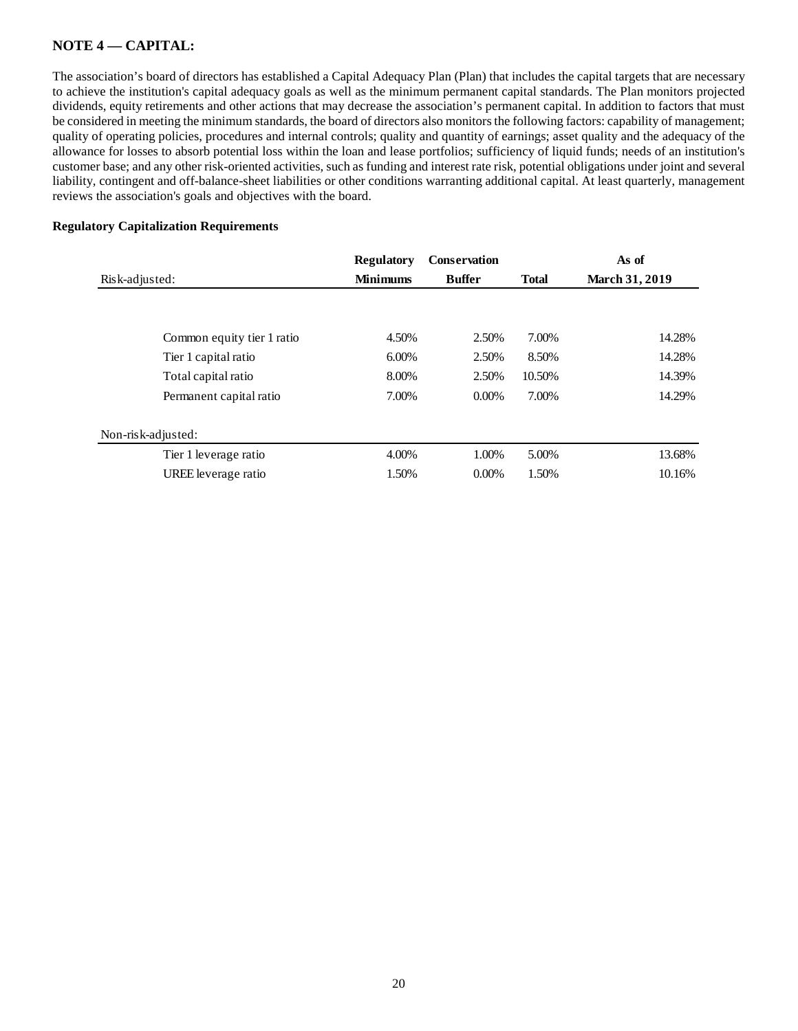## NOTE 4 — CAPITAL:

The association's board of directors has established a Capital Adequacy Plan (Plan) that includes the capital targets that are necessary to achieve the institution's capital adequacy goals as well as the minimum permanent capital standards. The Plan monitors projected dividends, equity retirements and other actions that may decrease the association's permanent capital. In addition to factors that must be considered in meeting the minimum standards, the board of directors also monitors the following factors: capability of management; quality of operating policies, procedures and internal controls; quality and quantity of earnings; asset quality and the adequacy of the allowance for losses to absorb potential loss within the loan and lease portfolios; sufficiency of liquid funds; needs of an institution's customer base; and any other risk-oriented activities, such as funding and interest rate risk, potential obligations under joint and several liability, contingent and off-balance-sheet liabilities or other conditions warranting additional capital. At least quarterly, management reviews the association's goals and objectives with the board.

### Regulatory Capitalization Requirements

| Risk-adjusted: | Regulatory Minimums | Conservation Buffer | Total | As of March 31, 2019 |
|---|---|---|---|---|
| Common equity tier 1 ratio | 4.50% | 2.50% | 7.00% | 14.28% |
| Tier 1 capital ratio | 6.00% | 2.50% | 8.50% | 14.28% |
| Total capital ratio | 8.00% | 2.50% | 10.50% | 14.39% |
| Permanent capital ratio | 7.00% | 0.00% | 7.00% | 14.29% |
| **Non-risk-adjusted:** | | | | |
| Tier 1 leverage ratio | 4.00% | 1.00% | 5.00% | 13.68% |
| UREE leverage ratio | 1.50% | 0.00% | 1.50% | 10.16% |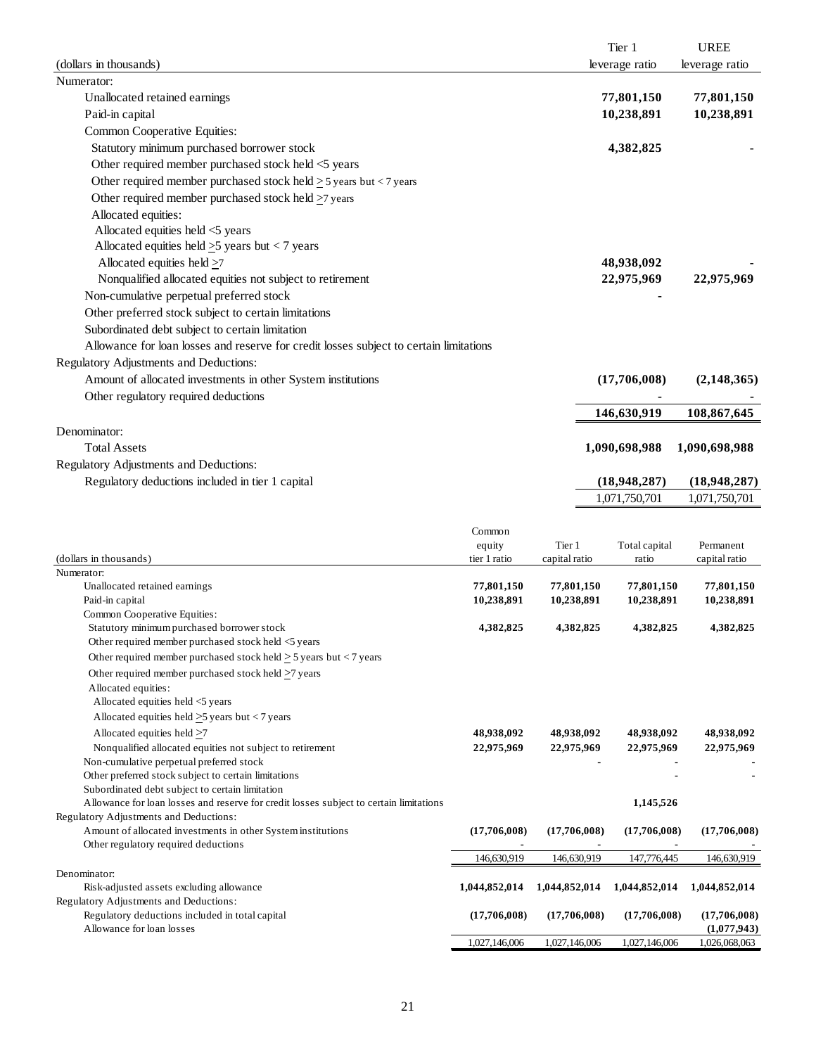| (dollars in thousands) | Tier 1 leverage ratio | UREE leverage ratio |
|---|---|---|
| Numerator: | | |
| Unallocated retained earnings | **77,801,150** | **77,801,150** |
| Paid-in capital | **10,238,891** | **10,238,891** |
| Common Cooperative Equities: | | |
| Statutory minimum purchased borrower stock | **4,382,825** | - |
| Other required member purchased stock held <5 years | | |
| Other required member purchased stock held ≥ 5 years but < 7 years | | |
| Other required member purchased stock held ≥7 years | | |
| Allocated equities: | | |
| Allocated equities held <5 years | | |
| Allocated equities held ≥5 years but < 7 years | | |
| Allocated equities held ≥7 | **48,938,092** | **-** |
| Nonqualified allocated equities not subject to retirement | **22,975,969** | **22,975,969** |
| Non-cumulative perpetual preferred stock | **-** | |
| Other preferred stock subject to certain limitations | | |
| Subordinated debt subject to certain limitation | | |
| Allowance for loan losses and reserve for credit losses subject to certain limitations | | |
| Regulatory Adjustments and Deductions: | | |
| Amount of allocated investments in other System institutions | **(17,706,008)** | **(2,148,365)** |
| Other regulatory required deductions | **-** | **-** |
| | **146,630,919** | **108,867,645** |
| Denominator: | | |
| Total Assets | **1,090,698,988** | **1,090,698,988** |
| Regulatory Adjustments and Deductions: | | |
| Regulatory deductions included in tier 1 capital | **(18,948,287)** | **(18,948,287)** |
| | 1,071,750,701 | 1,071,750,701 |

| (dollars in thousands) | Common equity tier 1 ratio | Tier 1 capital ratio | Total capital ratio | Permanent capital ratio |
|---|---|---|---|---|
| Numerator: | | | | |
| Unallocated retained earnings | **77,801,150** | **77,801,150** | **77,801,150** | **77,801,150** |
| Paid-in capital | **10,238,891** | **10,238,891** | **10,238,891** | **10,238,891** |
| Common Cooperative Equities: | | | | |
| Statutory minimum purchased borrower stock | **4,382,825** | **4,382,825** | **4,382,825** | **4,382,825** |
| Other required member purchased stock held <5 years | | | | |
| Other required member purchased stock held ≥ 5 years but < 7 years | | | | |
| Other required member purchased stock held ≥7 years | | | | |
| Allocated equities: | | | | |
| Allocated equities held <5 years | | | | |
| Allocated equities held ≥5 years but < 7 years | | | | |
| Allocated equities held ≥7 | **48,938,092** | **48,938,092** | **48,938,092** | **48,938,092** |
| Nonqualified allocated equities not subject to retirement | **22,975,969** | **22,975,969** | **22,975,969** | **22,975,969** |
| Non-cumulative perpetual preferred stock | | **-** | **-** | **-** |
| Other preferred stock subject to certain limitations | | | **-** | **-** |
| Subordinated debt subject to certain limitation | | | | |
| Allowance for loan losses and reserve for credit losses subject to certain limitations | | | **1,145,526** | |
| Regulatory Adjustments and Deductions: | | | | |
| Amount of allocated investments in other System institutions | **(17,706,008)** | **(17,706,008)** | **(17,706,008)** | **(17,706,008)** |
| Other regulatory required deductions | - | - | - | - |
| | 146,630,919 | 146,630,919 | 147,776,445 | 146,630,919 |
| Denominator: | | | | |
| Risk-adjusted assets excluding allowance | **1,044,852,014** | **1,044,852,014** | **1,044,852,014** | **1,044,852,014** |
| Regulatory Adjustments and Deductions: | | | | |
| Regulatory deductions included in total capital | **(17,706,008)** | **(17,706,008)** | **(17,706,008)** | **(17,706,008)** |
| Allowance for loan losses | | | | **(1,077,943)** |
| | 1,027,146,006 | 1,027,146,006 | 1,027,146,006 | 1,026,068,063 |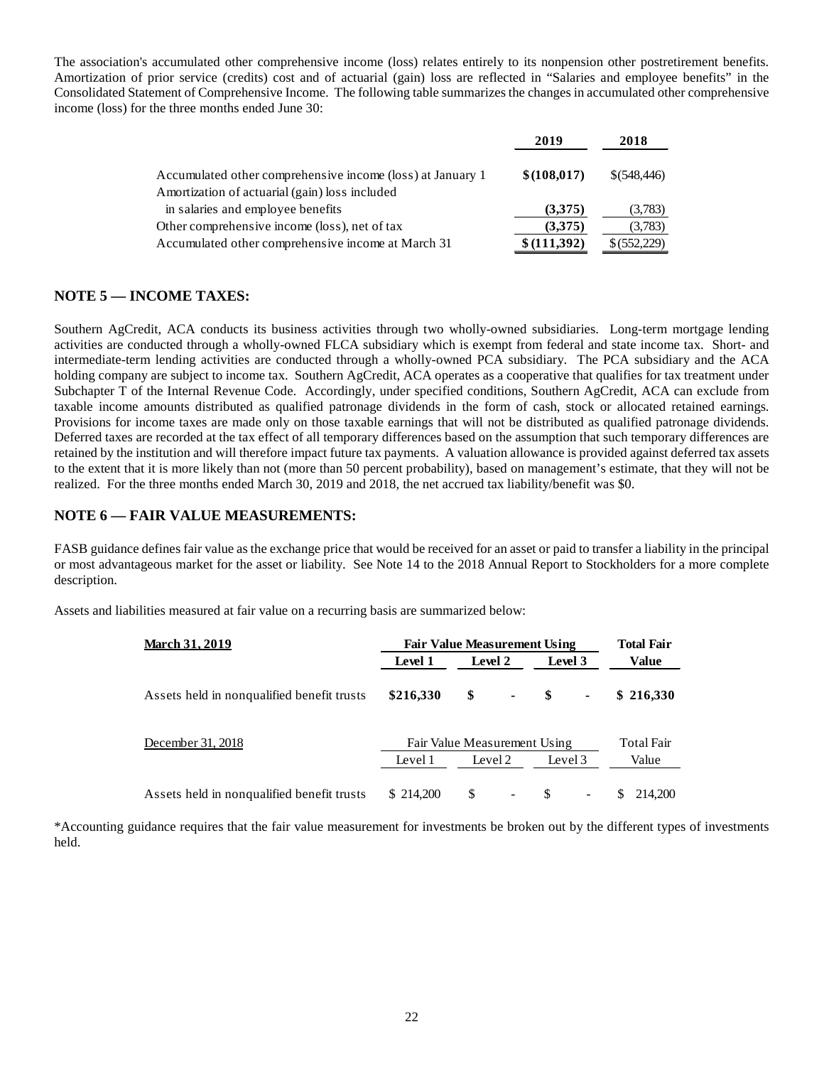The association's accumulated other comprehensive income (loss) relates entirely to its nonpension other postretirement benefits. Amortization of prior service (credits) cost and of actuarial (gain) loss are reflected in "Salaries and employee benefits" in the Consolidated Statement of Comprehensive Income. The following table summarizes the changes in accumulated other comprehensive income (loss) for the three months ended June 30:

| | 2019 | 2018 |
|---|---|---|
| Accumulated other comprehensive income (loss) at January 1 | **$(108,017)** | $(548,446) |
| Amortization of actuarial (gain) loss included in salaries and employee benefits | **(3,375)** | (3,783) |
| Other comprehensive income (loss), net of tax | **(3,375)** | (3,783) |
| Accumulated other comprehensive income at March 31 | **$(111,392)** | $(552,229) |

## NOTE 5 — INCOME TAXES:

Southern AgCredit, ACA conducts its business activities through two wholly-owned subsidiaries. Long-term mortgage lending activities are conducted through a wholly-owned FLCA subsidiary which is exempt from federal and state income tax. Short- and intermediate-term lending activities are conducted through a wholly-owned PCA subsidiary. The PCA subsidiary and the ACA holding company are subject to income tax. Southern AgCredit, ACA operates as a cooperative that qualifies for tax treatment under Subchapter T of the Internal Revenue Code. Accordingly, under specified conditions, Southern AgCredit, ACA can exclude from taxable income amounts distributed as qualified patronage dividends in the form of cash, stock or allocated retained earnings. Provisions for income taxes are made only on those taxable earnings that will not be distributed as qualified patronage dividends. Deferred taxes are recorded at the tax effect of all temporary differences based on the assumption that such temporary differences are retained by the institution and will therefore impact future tax payments. A valuation allowance is provided against deferred tax assets to the extent that it is more likely than not (more than 50 percent probability), based on management's estimate, that they will not be realized. For the three months ended March 30, 2019 and 2018, the net accrued tax liability/benefit was $0.

## NOTE 6 — FAIR VALUE MEASUREMENTS:

FASB guidance defines fair value as the exchange price that would be received for an asset or paid to transfer a liability in the principal or most advantageous market for the asset or liability. See Note 14 to the 2018 Annual Report to Stockholders for a more complete description.

Assets and liabilities measured at fair value on a recurring basis are summarized below:

| **March 31, 2019** | **Fair Value Measurement Using** | | | **Total Fair Value** |
|---|---|---|---|---|
| | **Level 1** | **Level 2** | **Level 3** | |
| Assets held in nonqualified benefit trusts | **$216,330** | **$ -** | **$ -** | **$ 216,330** |

| December 31, 2018 | Fair Value Measurement Using | | | Total Fair Value |
|---|---|---|---|---|
| | Level 1 | Level 2 | Level 3 | |
| Assets held in nonqualified benefit trusts | $ 214,200 | $ - | $ - | $ 214,200 |

*Accounting guidance requires that the fair value measurement for investments be broken out by the different types of investments held.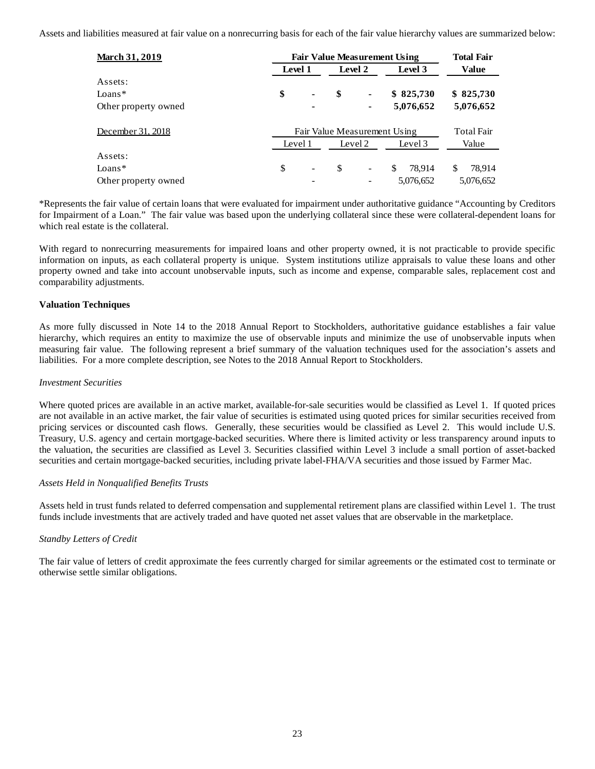Assets and liabilities measured at fair value on a nonrecurring basis for each of the fair value hierarchy values are summarized below:

| **March 31, 2019** | **Fair Value Measurement Using** | | | **Total Fair** |
|---|---|---|---|---|
| | **Level 1** | **Level 2** | **Level 3** | **Value** |
| Assets: | | | | |
| Loans* | **$ -** | **$ -** | **$ 825,730** | **$ 825,730** |
| Other property owned | **-** | **-** | **5,076,652** | **5,076,652** |

| December 31, 2018 | Fair Value Measurement Using | | | Total Fair |
|---|---|---|---|---|
| | Level 1 | Level 2 | Level 3 | Value |
| Assets: | | | | |
| Loans* | $ - | $ - | $ 78,914 | $ 78,914 |
| Other property owned | - | - | 5,076,652 | 5,076,652 |

*Represents the fair value of certain loans that were evaluated for impairment under authoritative guidance "Accounting by Creditors for Impairment of a Loan." The fair value was based upon the underlying collateral since these were collateral-dependent loans for which real estate is the collateral.

With regard to nonrecurring measurements for impaired loans and other property owned, it is not practicable to provide specific information on inputs, as each collateral property is unique. System institutions utilize appraisals to value these loans and other property owned and take into account unobservable inputs, such as income and expense, comparable sales, replacement cost and comparability adjustments.

**Valuation Techniques**

As more fully discussed in Note 14 to the 2018 Annual Report to Stockholders, authoritative guidance establishes a fair value hierarchy, which requires an entity to maximize the use of observable inputs and minimize the use of unobservable inputs when measuring fair value. The following represent a brief summary of the valuation techniques used for the association's assets and liabilities. For a more complete description, see Notes to the 2018 Annual Report to Stockholders.

*Investment Securities*

Where quoted prices are available in an active market, available-for-sale securities would be classified as Level 1. If quoted prices are not available in an active market, the fair value of securities is estimated using quoted prices for similar securities received from pricing services or discounted cash flows. Generally, these securities would be classified as Level 2. This would include U.S. Treasury, U.S. agency and certain mortgage-backed securities. Where there is limited activity or less transparency around inputs to the valuation, the securities are classified as Level 3. Securities classified within Level 3 include a small portion of asset-backed securities and certain mortgage-backed securities, including private label-FHA/VA securities and those issued by Farmer Mac.

*Assets Held in Nonqualified Benefits Trusts*

Assets held in trust funds related to deferred compensation and supplemental retirement plans are classified within Level 1. The trust funds include investments that are actively traded and have quoted net asset values that are observable in the marketplace.

*Standby Letters of Credit*

The fair value of letters of credit approximate the fees currently charged for similar agreements or the estimated cost to terminate or otherwise settle similar obligations.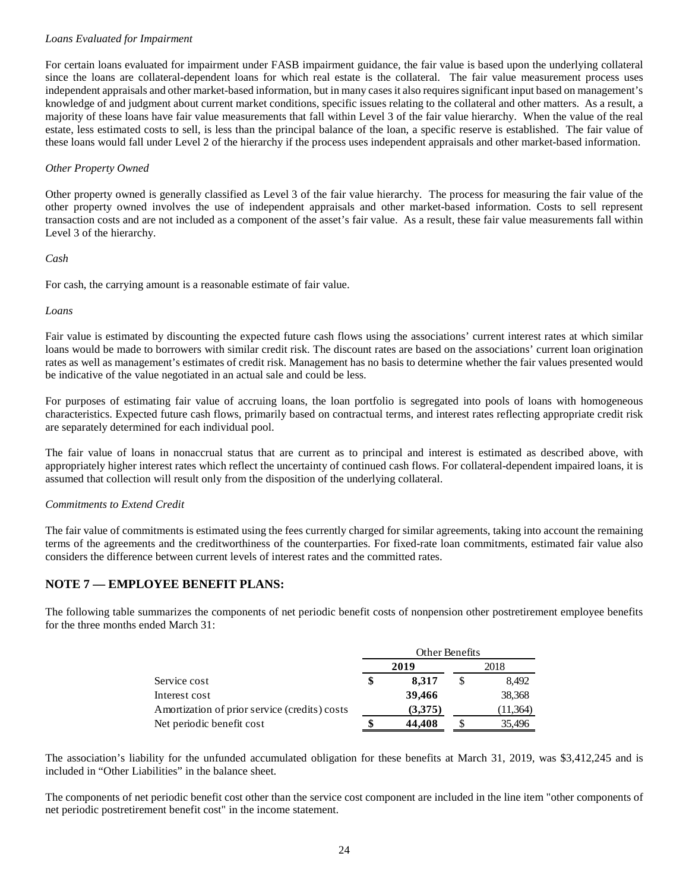*Loans Evaluated for Impairment*

For certain loans evaluated for impairment under FASB impairment guidance, the fair value is based upon the underlying collateral since the loans are collateral-dependent loans for which real estate is the collateral. The fair value measurement process uses independent appraisals and other market-based information, but in many cases it also requires significant input based on management's knowledge of and judgment about current market conditions, specific issues relating to the collateral and other matters. As a result, a majority of these loans have fair value measurements that fall within Level 3 of the fair value hierarchy. When the value of the real estate, less estimated costs to sell, is less than the principal balance of the loan, a specific reserve is established. The fair value of these loans would fall under Level 2 of the hierarchy if the process uses independent appraisals and other market-based information.

*Other Property Owned*

Other property owned is generally classified as Level 3 of the fair value hierarchy. The process for measuring the fair value of the other property owned involves the use of independent appraisals and other market-based information. Costs to sell represent transaction costs and are not included as a component of the asset's fair value. As a result, these fair value measurements fall within Level 3 of the hierarchy.

*Cash*

For cash, the carrying amount is a reasonable estimate of fair value.

*Loans*

Fair value is estimated by discounting the expected future cash flows using the associations' current interest rates at which similar loans would be made to borrowers with similar credit risk. The discount rates are based on the associations' current loan origination rates as well as management's estimates of credit risk. Management has no basis to determine whether the fair values presented would be indicative of the value negotiated in an actual sale and could be less.

For purposes of estimating fair value of accruing loans, the loan portfolio is segregated into pools of loans with homogeneous characteristics. Expected future cash flows, primarily based on contractual terms, and interest rates reflecting appropriate credit risk are separately determined for each individual pool.

The fair value of loans in nonaccrual status that are current as to principal and interest is estimated as described above, with appropriately higher interest rates which reflect the uncertainty of continued cash flows. For collateral-dependent impaired loans, it is assumed that collection will result only from the disposition of the underlying collateral.

*Commitments to Extend Credit*

The fair value of commitments is estimated using the fees currently charged for similar agreements, taking into account the remaining terms of the agreements and the creditworthiness of the counterparties. For fixed-rate loan commitments, estimated fair value also considers the difference between current levels of interest rates and the committed rates.

## NOTE 7 — EMPLOYEE BENEFIT PLANS:

The following table summarizes the components of net periodic benefit costs of nonpension other postretirement employee benefits for the three months ended March 31:

| | Other Benefits | |
|---|---|---|
| | **2019** | 2018 |
| Service cost | **$ 8,317** | $ 8,492 |
| Interest cost | **39,466** | 38,368 |
| Amortization of prior service (credits) costs | **(3,375)** | (11,364) |
| Net periodic benefit cost | **$ 44,408** | $ 35,496 |

The association's liability for the unfunded accumulated obligation for these benefits at March 31, 2019, was $3,412,245 and is included in "Other Liabilities" in the balance sheet.

The components of net periodic benefit cost other than the service cost component are included in the line item "other components of net periodic postretirement benefit cost" in the income statement.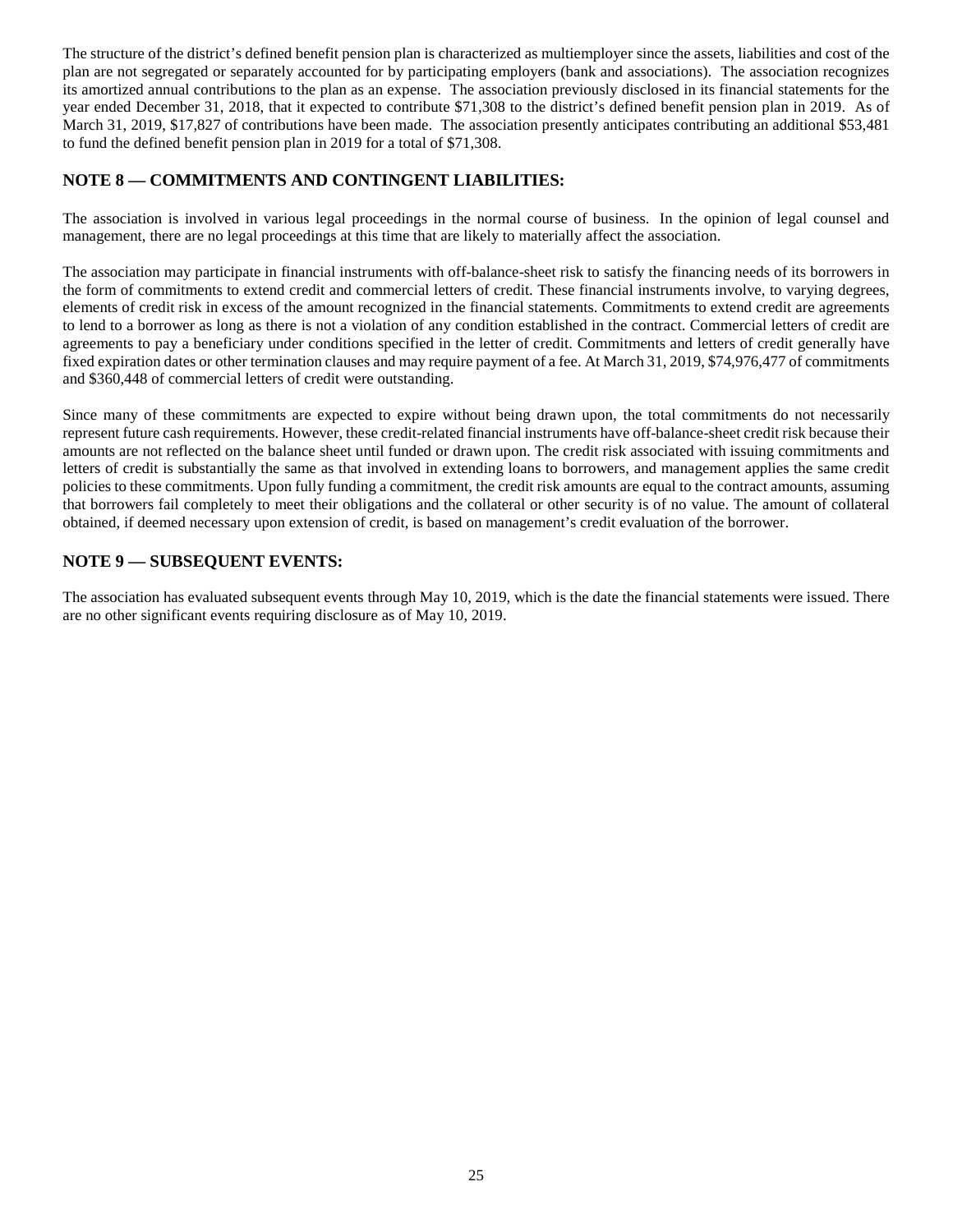The structure of the district's defined benefit pension plan is characterized as multiemployer since the assets, liabilities and cost of the plan are not segregated or separately accounted for by participating employers (bank and associations). The association recognizes its amortized annual contributions to the plan as an expense. The association previously disclosed in its financial statements for the year ended December 31, 2018, that it expected to contribute $71,308 to the district's defined benefit pension plan in 2019. As of March 31, 2019, $17,827 of contributions have been made. The association presently anticipates contributing an additional $53,481 to fund the defined benefit pension plan in 2019 for a total of $71,308.

## NOTE 8 — COMMITMENTS AND CONTINGENT LIABILITIES:

The association is involved in various legal proceedings in the normal course of business. In the opinion of legal counsel and management, there are no legal proceedings at this time that are likely to materially affect the association.

The association may participate in financial instruments with off-balance-sheet risk to satisfy the financing needs of its borrowers in the form of commitments to extend credit and commercial letters of credit. These financial instruments involve, to varying degrees, elements of credit risk in excess of the amount recognized in the financial statements. Commitments to extend credit are agreements to lend to a borrower as long as there is not a violation of any condition established in the contract. Commercial letters of credit are agreements to pay a beneficiary under conditions specified in the letter of credit. Commitments and letters of credit generally have fixed expiration dates or other termination clauses and may require payment of a fee. At March 31, 2019, $74,976,477 of commitments and $360,448 of commercial letters of credit were outstanding.

Since many of these commitments are expected to expire without being drawn upon, the total commitments do not necessarily represent future cash requirements. However, these credit-related financial instruments have off-balance-sheet credit risk because their amounts are not reflected on the balance sheet until funded or drawn upon. The credit risk associated with issuing commitments and letters of credit is substantially the same as that involved in extending loans to borrowers, and management applies the same credit policies to these commitments. Upon fully funding a commitment, the credit risk amounts are equal to the contract amounts, assuming that borrowers fail completely to meet their obligations and the collateral or other security is of no value. The amount of collateral obtained, if deemed necessary upon extension of credit, is based on management's credit evaluation of the borrower.

## NOTE 9 — SUBSEQUENT EVENTS:

The association has evaluated subsequent events through May 10, 2019, which is the date the financial statements were issued. There are no other significant events requiring disclosure as of May 10, 2019.